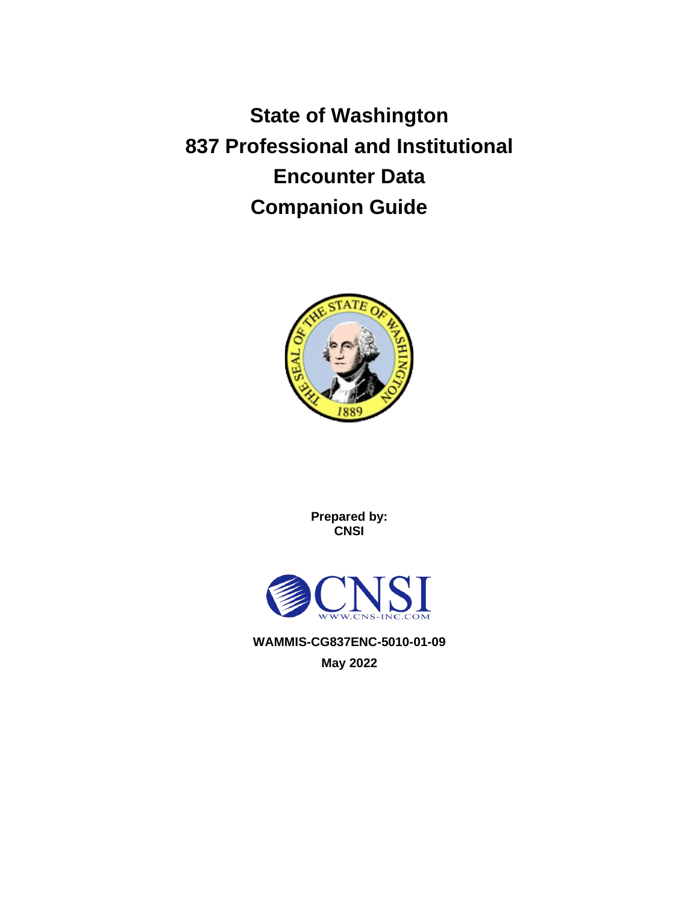# State of Washington 837 Professional and Institutional Encounter Data Companion Guide

**Prepared by:**
**CNSI**

**WAMMIS-CG837ENC-5010-01-09**

**May 2022**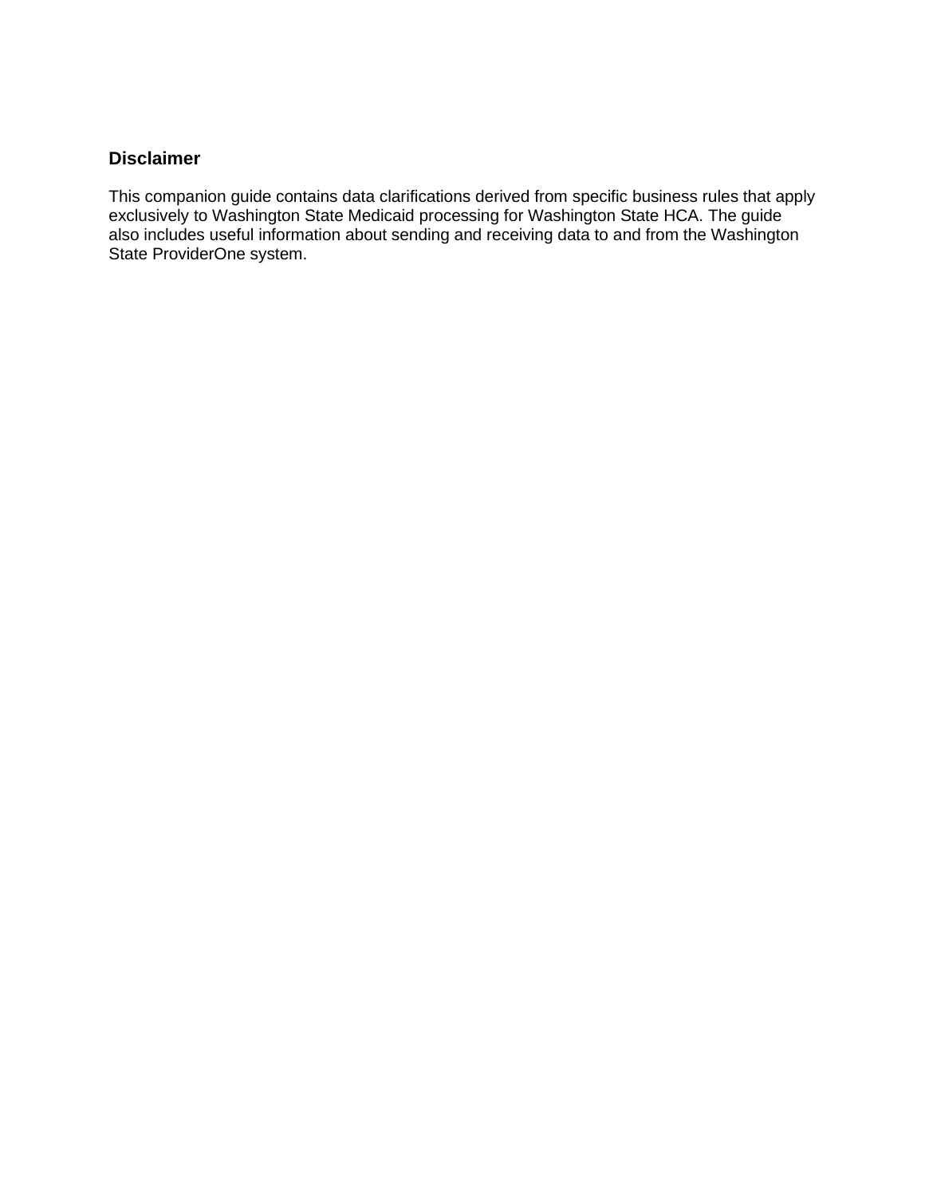## Disclaimer

This companion guide contains data clarifications derived from specific business rules that apply exclusively to Washington State Medicaid processing for Washington State HCA. The guide also includes useful information about sending and receiving data to and from the Washington State ProviderOne system.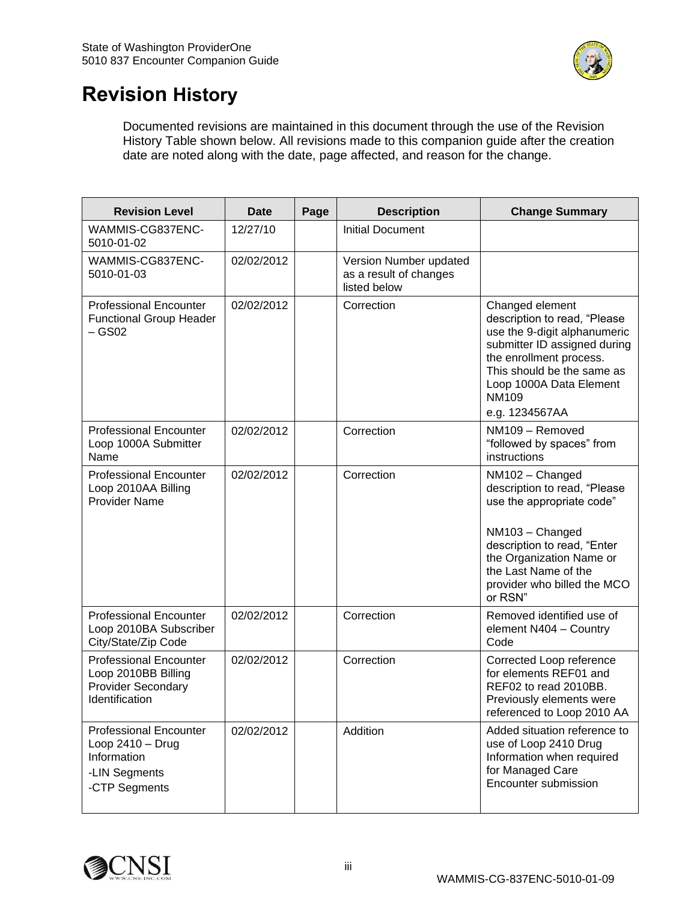# Revision History

Documented revisions are maintained in this document through the use of the Revision History Table shown below. All revisions made to this companion guide after the creation date are noted along with the date, page affected, and reason for the change.

| Revision Level | Date | Page | Description | Change Summary |
|---|---|---|---|---|
| WAMMIS-CG837ENC-5010-01-02 | 12/27/10 | | Initial Document | |
| WAMMIS-CG837ENC-5010-01-03 | 02/02/2012 | | Version Number updated as a result of changes listed below | |
| Professional Encounter Functional Group Header – GS02 | 02/02/2012 | | Correction | Changed element description to read, “Please use the 9-digit alphanumeric submitter ID assigned during the enrollment process. This should be the same as Loop 1000A Data Element NM109<br>e.g. 1234567AA |
| Professional Encounter Loop 1000A Submitter Name | 02/02/2012 | | Correction | NM109 – Removed “followed by spaces” from instructions |
| Professional Encounter Loop 2010AA Billing Provider Name | 02/02/2012 | | Correction | NM102 – Changed description to read, “Please use the appropriate code”<br><br>NM103 – Changed description to read, “Enter the Organization Name or the Last Name of the provider who billed the MCO or RSN” |
| Professional Encounter Loop 2010BA Subscriber City/State/Zip Code | 02/02/2012 | | Correction | Removed identified use of element N404 – Country Code |
| Professional Encounter Loop 2010BB Billing Provider Secondary Identification | 02/02/2012 | | Correction | Corrected Loop reference for elements REF01 and REF02 to read 2010BB. Previously elements were referenced to Loop 2010 AA |
| Professional Encounter Loop 2410 – Drug Information<br>-LIN Segments<br>-CTP Segments | 02/02/2012 | | Addition | Added situation reference to use of Loop 2410 Drug Information when required for Managed Care Encounter submission |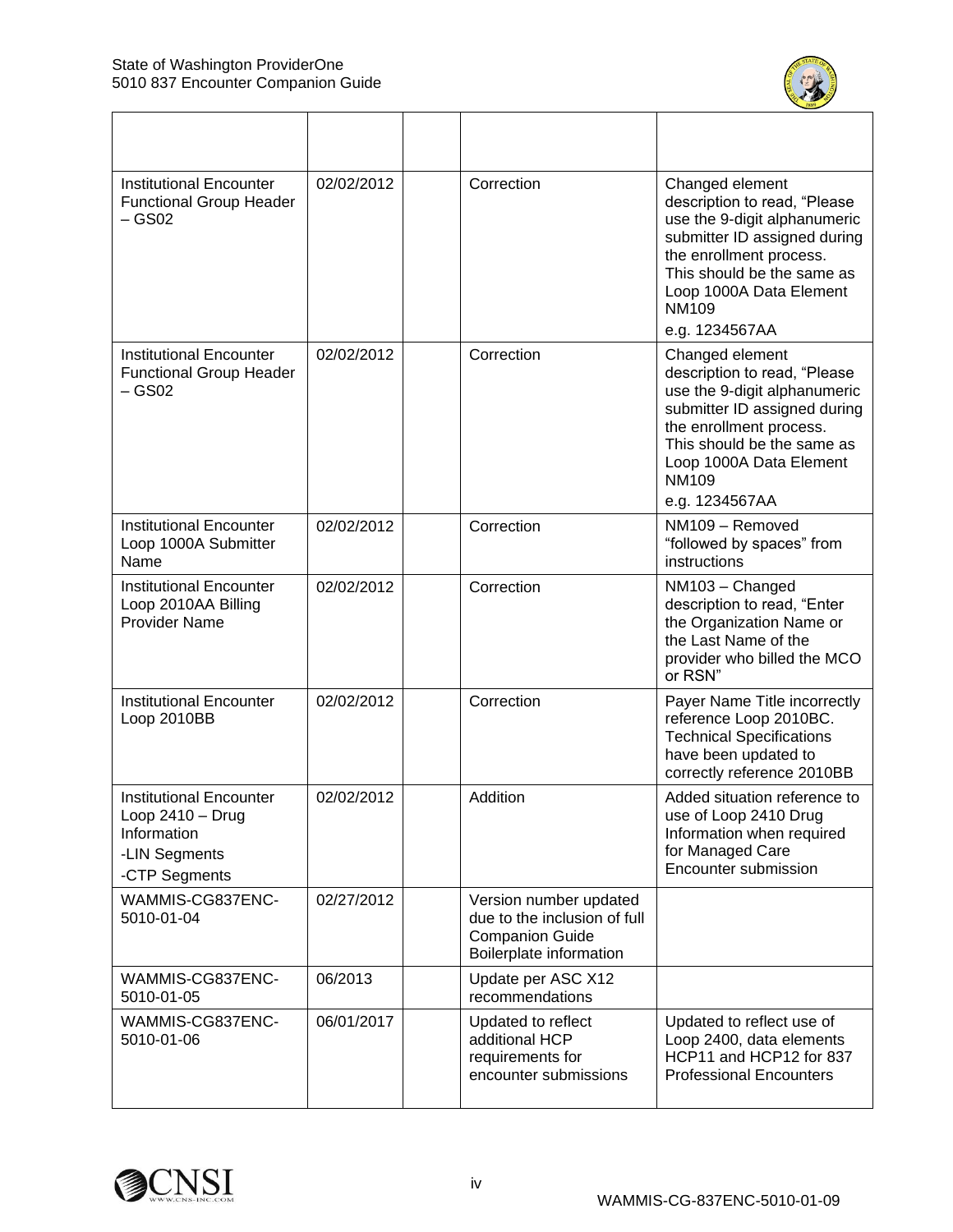| | | | | |
|---|---|---|---|---|
| Institutional Encounter Functional Group Header – GS02 | 02/02/2012 | | Correction | Changed element description to read, "Please use the 9-digit alphanumeric submitter ID assigned during the enrollment process. This should be the same as Loop 1000A Data Element NM109<br>e.g. 1234567AA |
| Institutional Encounter Functional Group Header – GS02 | 02/02/2012 | | Correction | Changed element description to read, "Please use the 9-digit alphanumeric submitter ID assigned during the enrollment process. This should be the same as Loop 1000A Data Element NM109<br>e.g. 1234567AA |
| Institutional Encounter Loop 1000A Submitter Name | 02/02/2012 | | Correction | NM109 – Removed "followed by spaces" from instructions |
| Institutional Encounter Loop 2010AA Billing Provider Name | 02/02/2012 | | Correction | NM103 – Changed description to read, "Enter the Organization Name or the Last Name of the provider who billed the MCO or RSN" |
| Institutional Encounter Loop 2010BB | 02/02/2012 | | Correction | Payer Name Title incorrectly reference Loop 2010BC. Technical Specifications have been updated to correctly reference 2010BB |
| Institutional Encounter Loop 2410 – Drug Information<br>-LIN Segments<br>-CTP Segments | 02/02/2012 | | Addition | Added situation reference to use of Loop 2410 Drug Information when required for Managed Care Encounter submission |
| WAMMIS-CG837ENC-5010-01-04 | 02/27/2012 | | Version number updated due to the inclusion of full Companion Guide Boilerplate information | |
| WAMMIS-CG837ENC-5010-01-05 | 06/2013 | | Update per ASC X12 recommendations | |
| WAMMIS-CG837ENC-5010-01-06 | 06/01/2017 | | Updated to reflect additional HCP requirements for encounter submissions | Updated to reflect use of Loop 2400, data elements HCP11 and HCP12 for 837 Professional Encounters |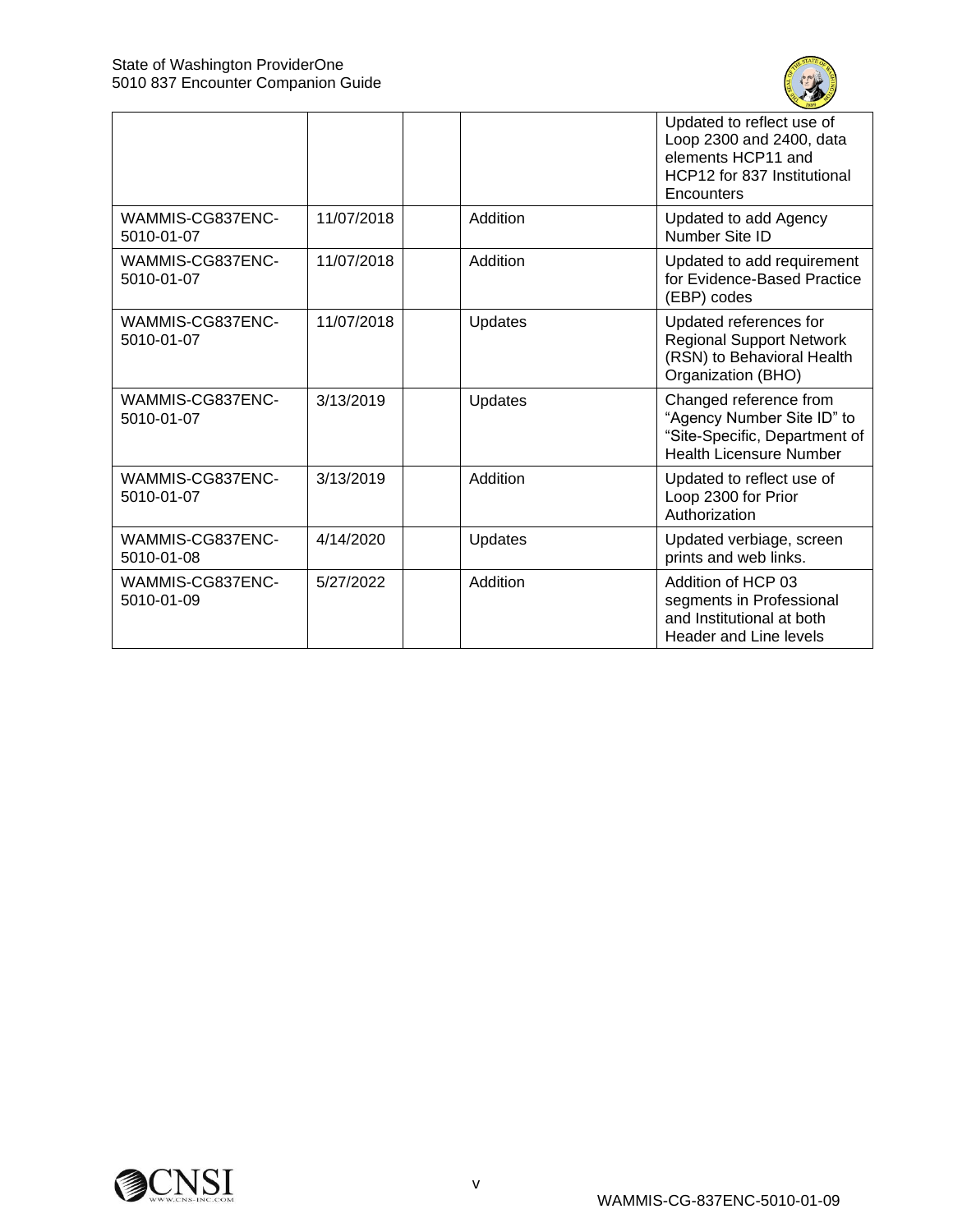| | | | | |
|---|---|---|---|---|
| | | | | Updated to reflect use of Loop 2300 and 2400, data elements HCP11 and HCP12 for 837 Institutional Encounters |
| WAMMIS-CG837ENC-5010-01-07 | 11/07/2018 | | Addition | Updated to add Agency Number Site ID |
| WAMMIS-CG837ENC-5010-01-07 | 11/07/2018 | | Addition | Updated to add requirement for Evidence-Based Practice (EBP) codes |
| WAMMIS-CG837ENC-5010-01-07 | 11/07/2018 | | Updates | Updated references for Regional Support Network (RSN) to Behavioral Health Organization (BHO) |
| WAMMIS-CG837ENC-5010-01-07 | 3/13/2019 | | Updates | Changed reference from “Agency Number Site ID” to “Site-Specific, Department of Health Licensure Number |
| WAMMIS-CG837ENC-5010-01-07 | 3/13/2019 | | Addition | Updated to reflect use of Loop 2300 for Prior Authorization |
| WAMMIS-CG837ENC-5010-01-08 | 4/14/2020 | | Updates | Updated verbiage, screen prints and web links. |
| WAMMIS-CG837ENC-5010-01-09 | 5/27/2022 | | Addition | Addition of HCP 03 segments in Professional and Institutional at both Header and Line levels |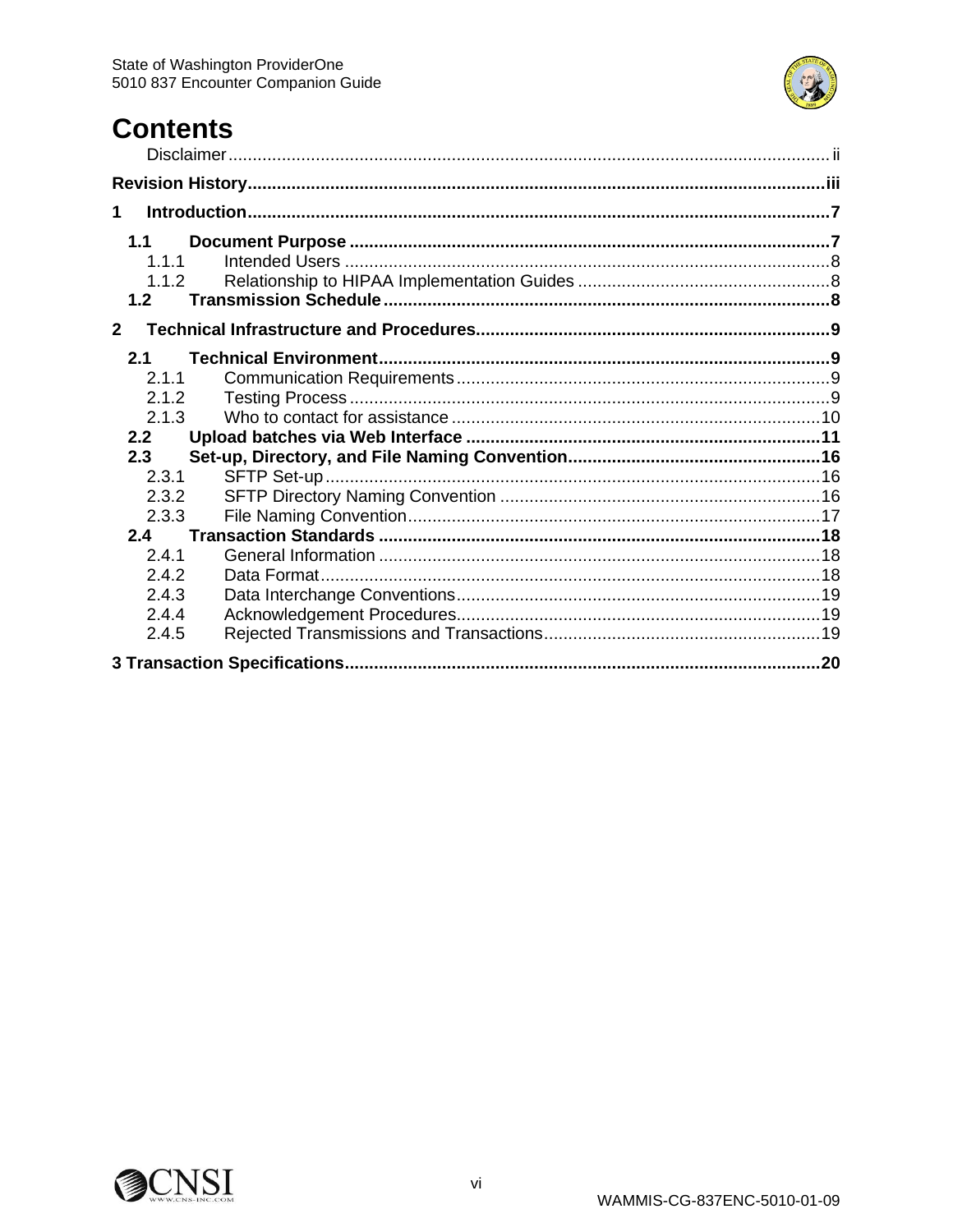# Contents

Disclaimer ........ ii

**Revision History ........ iii**

**1 Introduction ........ 7**

- **1.1 Document Purpose ........ 7**
  - 1.1.1 Intended Users ........ 8
  - 1.1.2 Relationship to HIPAA Implementation Guides ........ 8
- **1.2 Transmission Schedule ........ 8**

**2 Technical Infrastructure and Procedures ........ 9**

- **2.1 Technical Environment ........ 9**
  - 2.1.1 Communication Requirements ........ 9
  - 2.1.2 Testing Process ........ 9
  - 2.1.3 Who to contact for assistance ........ 10
- **2.2 Upload batches via Web Interface ........ 11**
- **2.3 Set-up, Directory, and File Naming Convention ........ 16**
  - 2.3.1 SFTP Set-up ........ 16
  - 2.3.2 SFTP Directory Naming Convention ........ 16
  - 2.3.3 File Naming Convention ........ 17
- **2.4 Transaction Standards ........ 18**
  - 2.4.1 General Information ........ 18
  - 2.4.2 Data Format ........ 18
  - 2.4.3 Data Interchange Conventions ........ 19
  - 2.4.4 Acknowledgement Procedures ........ 19
  - 2.4.5 Rejected Transmissions and Transactions ........ 19

**3 Transaction Specifications ........ 20**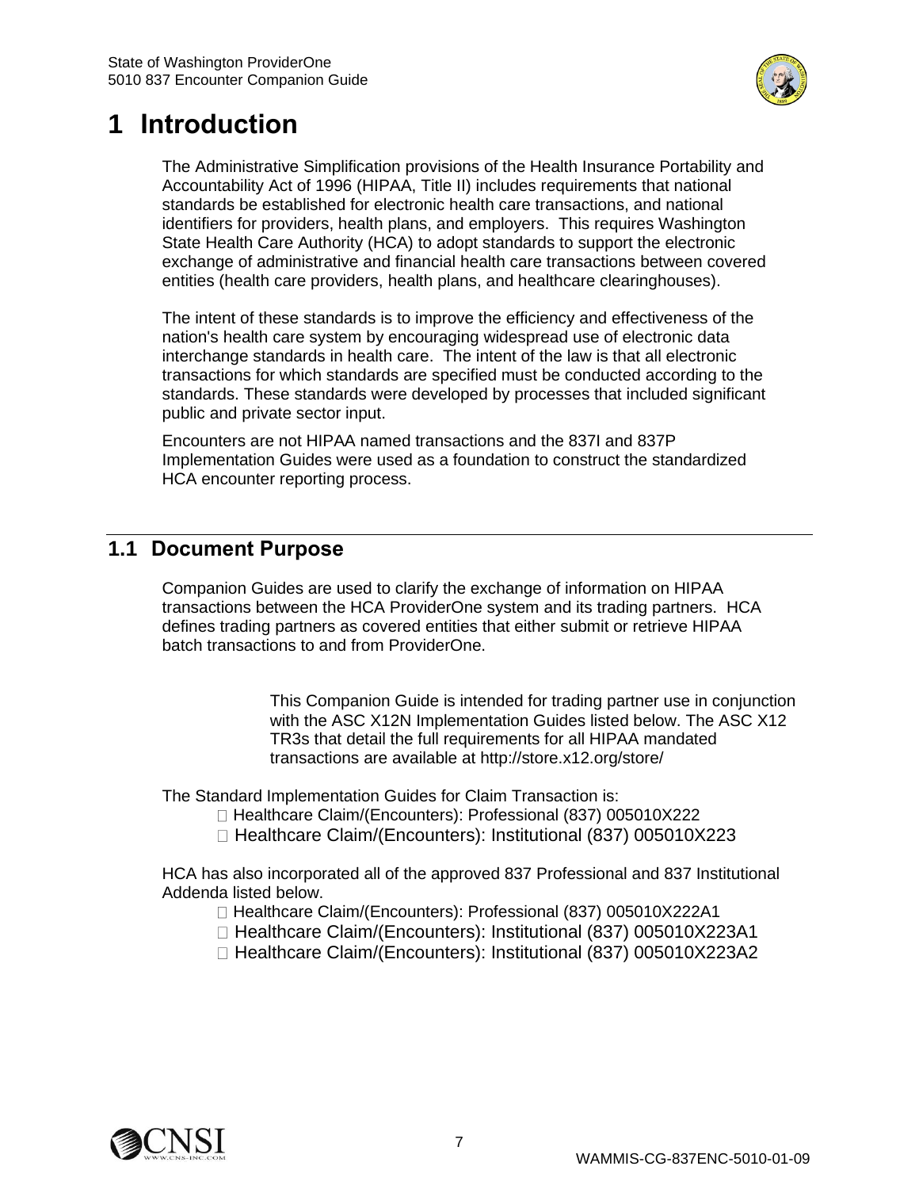# 1 Introduction

The Administrative Simplification provisions of the Health Insurance Portability and Accountability Act of 1996 (HIPAA, Title II) includes requirements that national standards be established for electronic health care transactions, and national identifiers for providers, health plans, and employers. This requires Washington State Health Care Authority (HCA) to adopt standards to support the electronic exchange of administrative and financial health care transactions between covered entities (health care providers, health plans, and healthcare clearinghouses).

The intent of these standards is to improve the efficiency and effectiveness of the nation's health care system by encouraging widespread use of electronic data interchange standards in health care. The intent of the law is that all electronic transactions for which standards are specified must be conducted according to the standards. These standards were developed by processes that included significant public and private sector input.

Encounters are not HIPAA named transactions and the 837I and 837P Implementation Guides were used as a foundation to construct the standardized HCA encounter reporting process.

## 1.1 Document Purpose

Companion Guides are used to clarify the exchange of information on HIPAA transactions between the HCA ProviderOne system and its trading partners. HCA defines trading partners as covered entities that either submit or retrieve HIPAA batch transactions to and from ProviderOne.

This Companion Guide is intended for trading partner use in conjunction with the ASC X12N Implementation Guides listed below. The ASC X12 TR3s that detail the full requirements for all HIPAA mandated transactions are available at http://store.x12.org/store/

The Standard Implementation Guides for Claim Transaction is:

- Healthcare Claim/(Encounters): Professional (837) 005010X222
- Healthcare Claim/(Encounters): Institutional (837) 005010X223

HCA has also incorporated all of the approved 837 Professional and 837 Institutional Addenda listed below.

- Healthcare Claim/(Encounters): Professional (837) 005010X222A1
- Healthcare Claim/(Encounters): Institutional (837) 005010X223A1
- Healthcare Claim/(Encounters): Institutional (837) 005010X223A2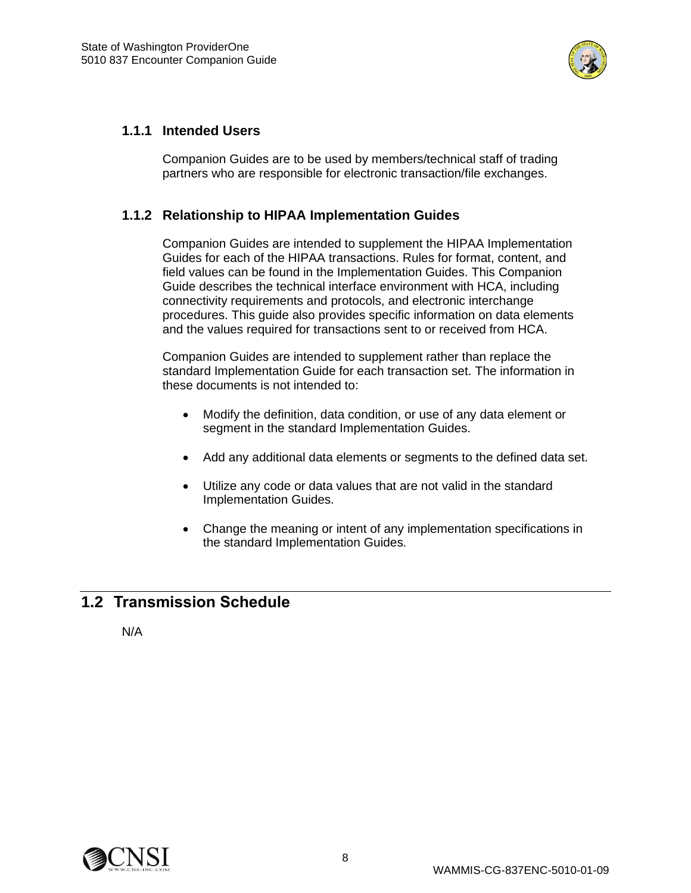### 1.1.1 Intended Users

Companion Guides are to be used by members/technical staff of trading partners who are responsible for electronic transaction/file exchanges.

### 1.1.2 Relationship to HIPAA Implementation Guides

Companion Guides are intended to supplement the HIPAA Implementation Guides for each of the HIPAA transactions. Rules for format, content, and field values can be found in the Implementation Guides. This Companion Guide describes the technical interface environment with HCA, including connectivity requirements and protocols, and electronic interchange procedures. This guide also provides specific information on data elements and the values required for transactions sent to or received from HCA.

Companion Guides are intended to supplement rather than replace the standard Implementation Guide for each transaction set. The information in these documents is not intended to:

- Modify the definition, data condition, or use of any data element or segment in the standard Implementation Guides.
- Add any additional data elements or segments to the defined data set.
- Utilize any code or data values that are not valid in the standard Implementation Guides.
- Change the meaning or intent of any implementation specifications in the standard Implementation Guides.

## 1.2 Transmission Schedule

N/A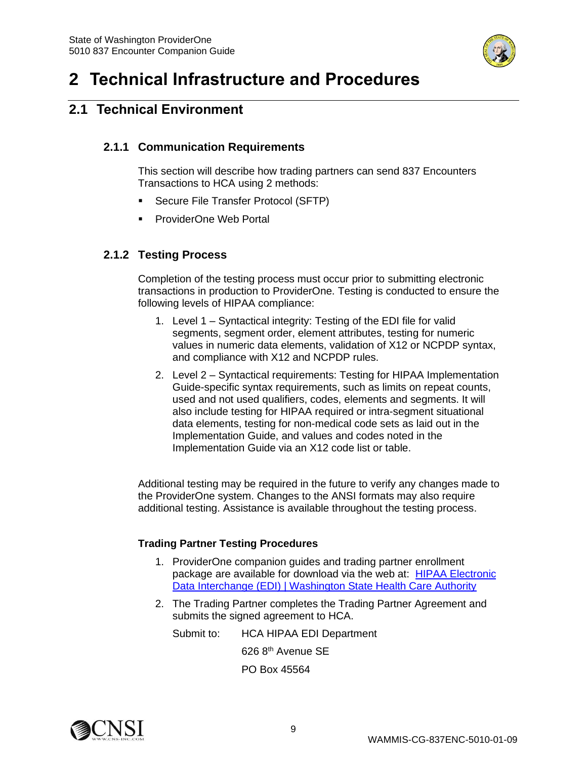# 2 Technical Infrastructure and Procedures

## 2.1 Technical Environment

### 2.1.1 Communication Requirements

This section will describe how trading partners can send 837 Encounters Transactions to HCA using 2 methods:

- Secure File Transfer Protocol (SFTP)
- ProviderOne Web Portal

### 2.1.2 Testing Process

Completion of the testing process must occur prior to submitting electronic transactions in production to ProviderOne. Testing is conducted to ensure the following levels of HIPAA compliance:

1. Level 1 – Syntactical integrity: Testing of the EDI file for valid segments, segment order, element attributes, testing for numeric values in numeric data elements, validation of X12 or NCPDP syntax, and compliance with X12 and NCPDP rules.
2. Level 2 – Syntactical requirements: Testing for HIPAA Implementation Guide-specific syntax requirements, such as limits on repeat counts, used and not used qualifiers, codes, elements and segments. It will also include testing for HIPAA required or intra-segment situational data elements, testing for non-medical code sets as laid out in the Implementation Guide, and values and codes noted in the Implementation Guide via an X12 code list or table.

Additional testing may be required in the future to verify any changes made to the ProviderOne system. Changes to the ANSI formats may also require additional testing. Assistance is available throughout the testing process.

**Trading Partner Testing Procedures**

1. ProviderOne companion guides and trading partner enrollment package are available for download via the web at: [HIPAA Electronic Data Interchange (EDI) | Washington State Health Care Authority]()
2. The Trading Partner completes the Trading Partner Agreement and submits the signed agreement to HCA.

   Submit to: HCA HIPAA EDI Department

   626 8th Avenue SE

   PO Box 45564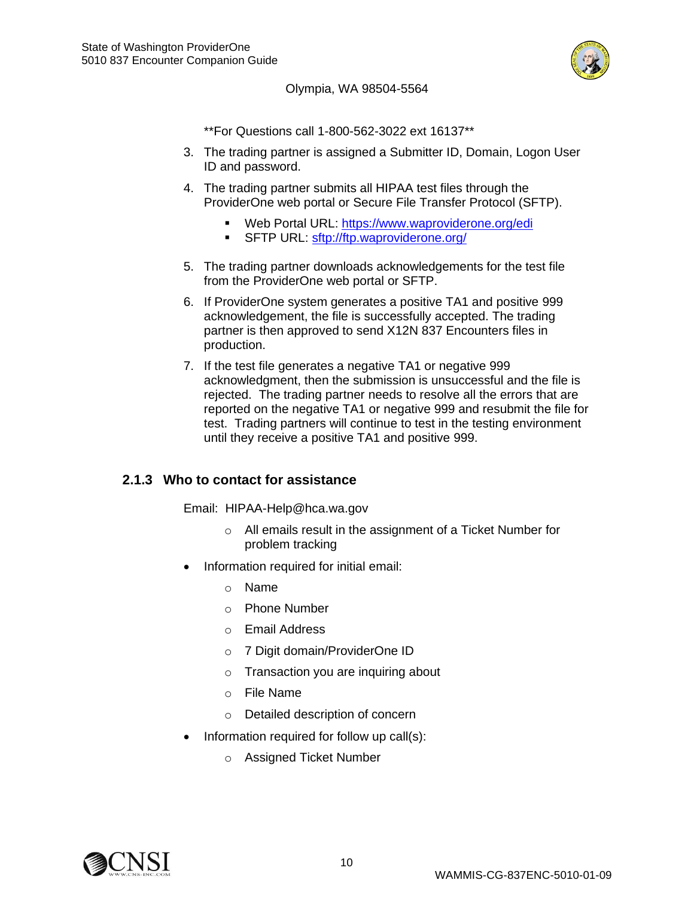Olympia, WA 98504-5564

**For Questions call 1-800-562-3022 ext 16137**

3. The trading partner is assigned a Submitter ID, Domain, Logon User ID and password.
4. The trading partner submits all HIPAA test files through the ProviderOne web portal or Secure File Transfer Protocol (SFTP).
   - Web Portal URL: https://www.waproviderone.org/edi
   - SFTP URL: sftp://ftp.waproviderone.org/
5. The trading partner downloads acknowledgements for the test file from the ProviderOne web portal or SFTP.
6. If ProviderOne system generates a positive TA1 and positive 999 acknowledgement, the file is successfully accepted. The trading partner is then approved to send X12N 837 Encounters files in production.
7. If the test file generates a negative TA1 or negative 999 acknowledgment, then the submission is unsuccessful and the file is rejected. The trading partner needs to resolve all the errors that are reported on the negative TA1 or negative 999 and resubmit the file for test. Trading partners will continue to test in the testing environment until they receive a positive TA1 and positive 999.

### 2.1.3 Who to contact for assistance

Email: HIPAA-Help@hca.wa.gov

- All emails result in the assignment of a Ticket Number for problem tracking

- Information required for initial email:
  - Name
  - Phone Number
  - Email Address
  - 7 Digit domain/ProviderOne ID
  - Transaction you are inquiring about
  - File Name
  - Detailed description of concern
- Information required for follow up call(s):
  - Assigned Ticket Number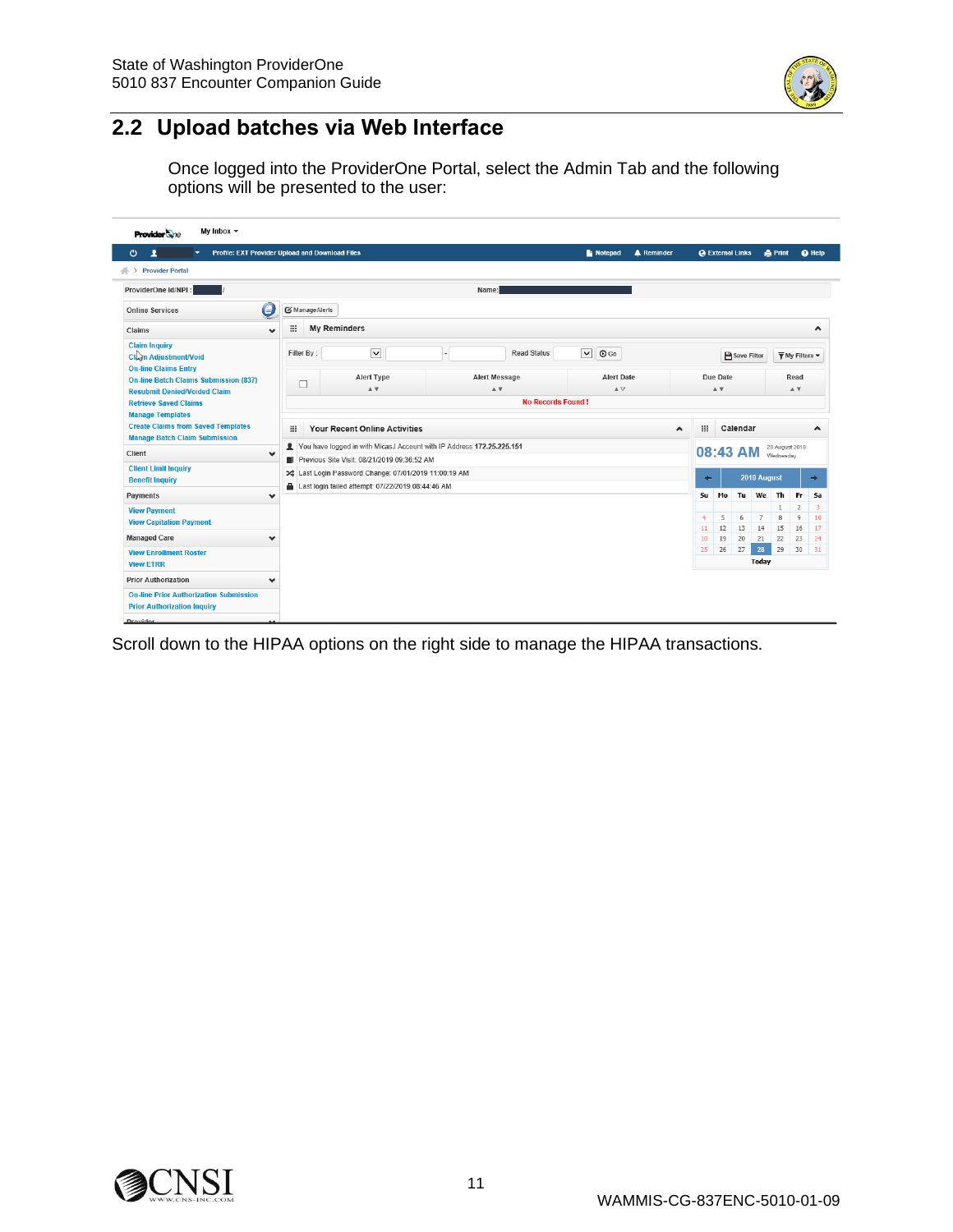## 2.2 Upload batches via Web Interface

Once logged into the ProviderOne Portal, select the Admin Tab and the following options will be presented to the user:

Scroll down to the HIPAA options on the right side to manage the HIPAA transactions.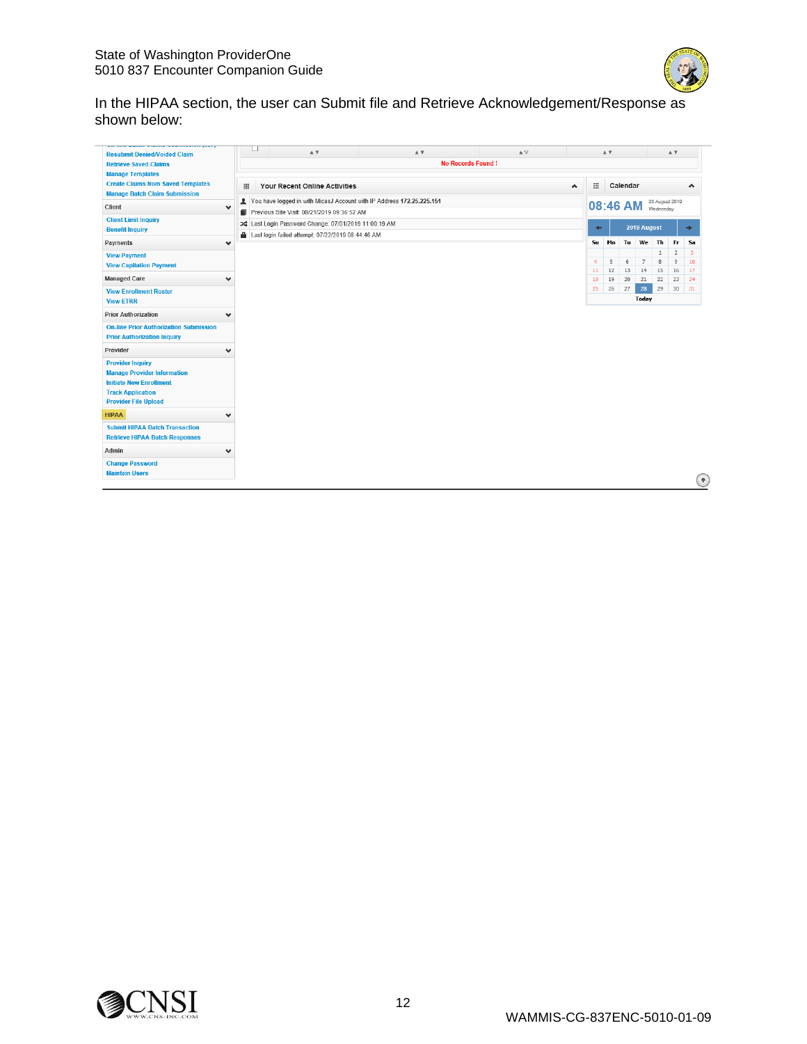In the HIPAA section, the user can Submit file and Retrieve Acknowledgement/Response as shown below: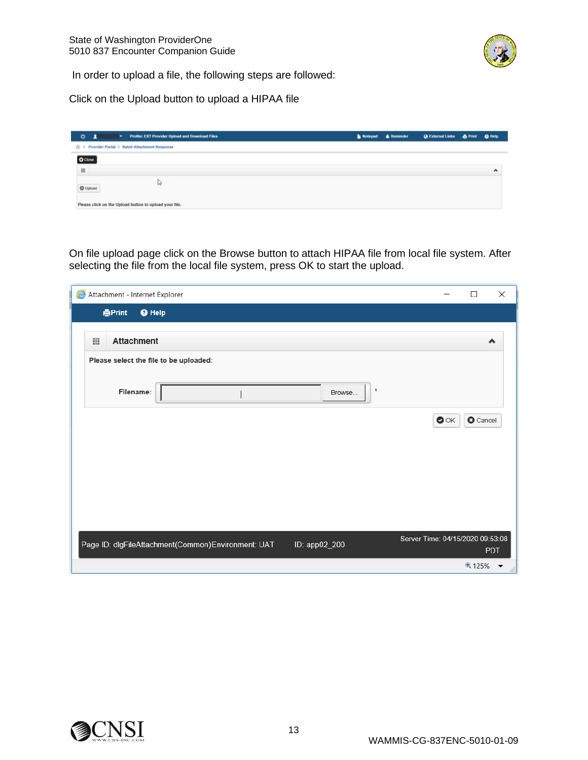In order to upload a file, the following steps are followed:

Click on the Upload button to upload a HIPAA file

On file upload page click on the Browse button to attach HIPAA file from local file system. After selecting the file from the local file system, press OK to start the upload.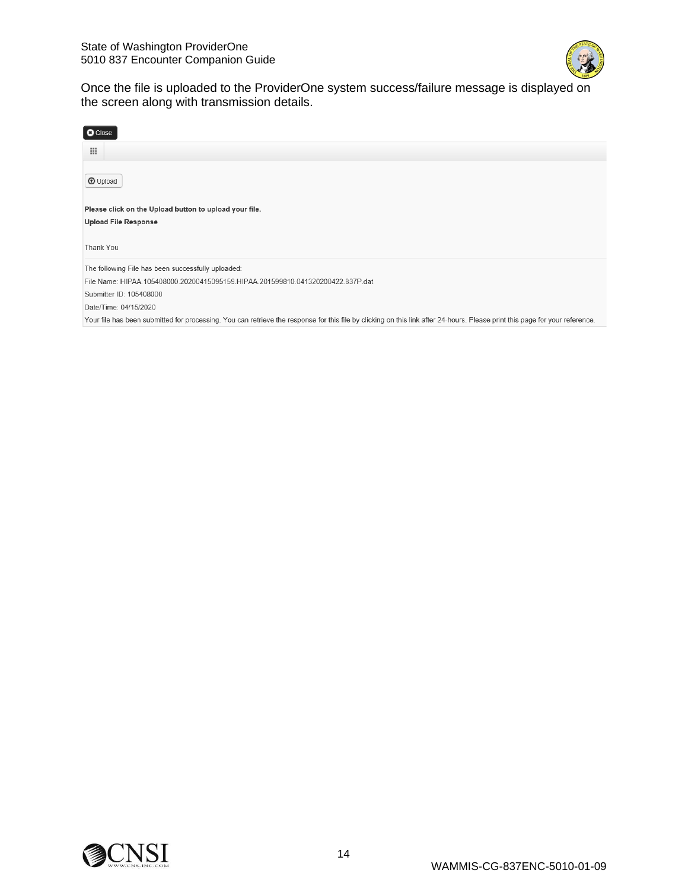Once the file is uploaded to the ProviderOne system success/failure message is displayed on the screen along with transmission details.

Close

Upload

**Please click on the Upload button to upload your file.**

**Upload File Response**

Thank You

The following File has been successfully uploaded:

File Name: HIPAA.105408000.20200415095159.HIPAA.201599810.041320200422.837P.dat

Submitter ID: 105408000

Date/Time: 04/15/2020

Your file has been submitted for processing. You can retrieve the response for this file by clicking on this link after 24-hours. Please print this page for your reference.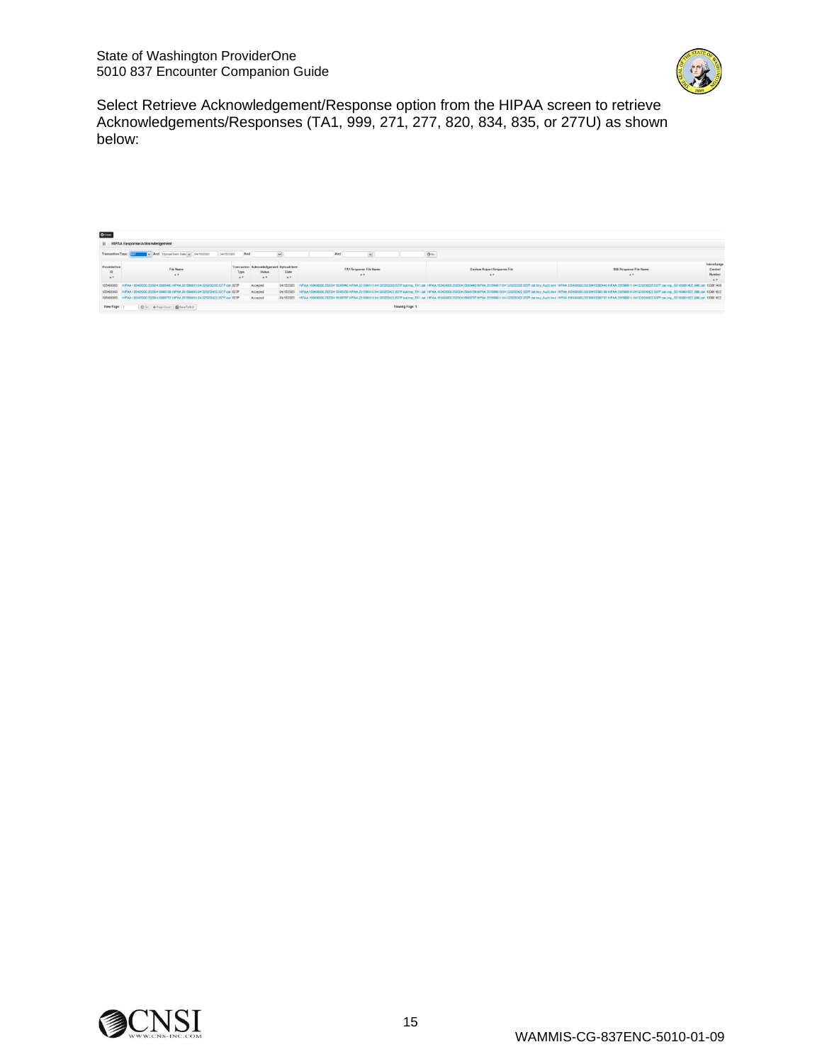Select Retrieve Acknowledgement/Response option from the HIPAA screen to retrieve Acknowledgements/Responses (TA1, 999, 271, 277, 820, 834, 835, or 277U) as shown below: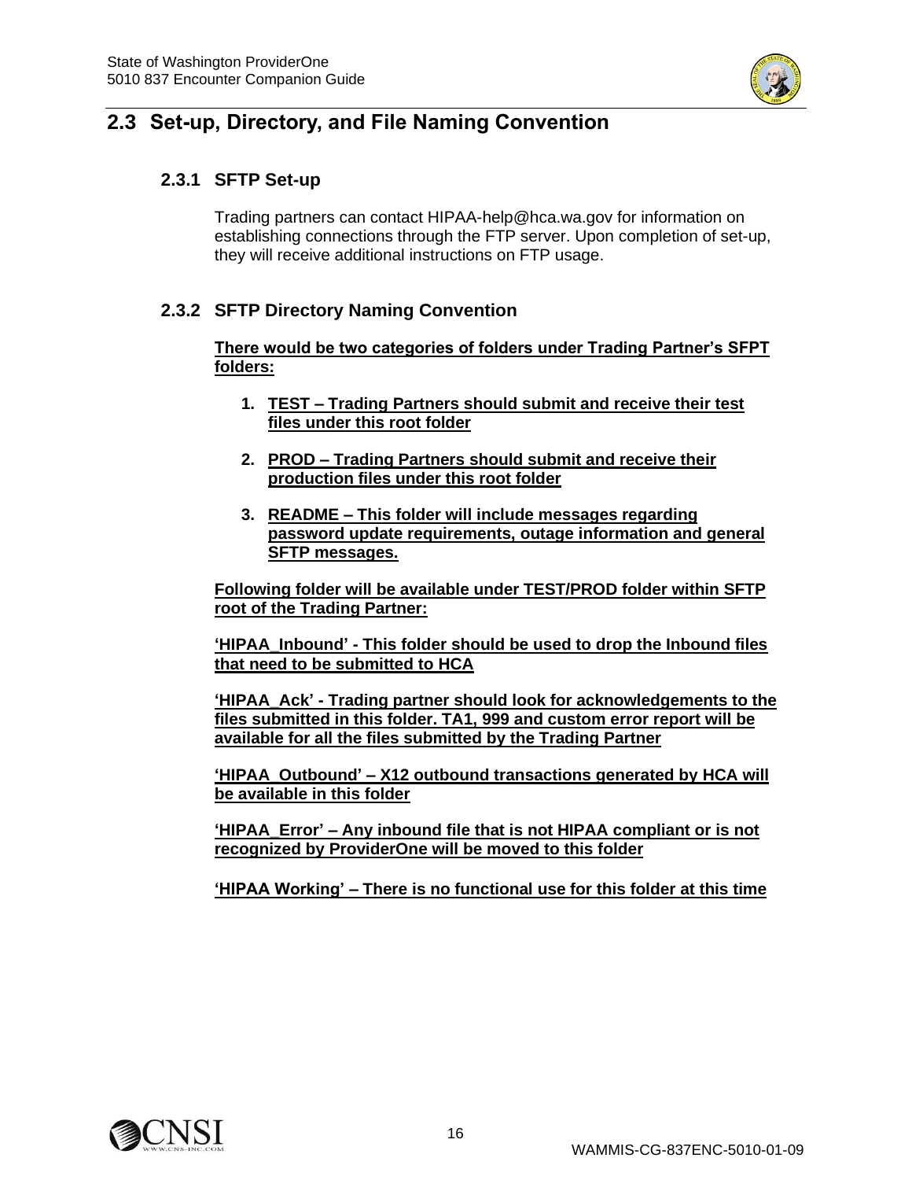## 2.3 Set-up, Directory, and File Naming Convention

### 2.3.1 SFTP Set-up

Trading partners can contact HIPAA-help@hca.wa.gov for information on establishing connections through the FTP server. Upon completion of set-up, they will receive additional instructions on FTP usage.

### 2.3.2 SFTP Directory Naming Convention

**There would be two categories of folders under Trading Partner's SFPT folders:**

1. **TEST – Trading Partners should submit and receive their test files under this root folder**
2. **PROD – Trading Partners should submit and receive their production files under this root folder**
3. **README – This folder will include messages regarding password update requirements, outage information and general SFTP messages.**

**Following folder will be available under TEST/PROD folder within SFTP root of the Trading Partner:**

**'HIPAA_Inbound' - This folder should be used to drop the Inbound files that need to be submitted to HCA**

**'HIPAA_Ack' - Trading partner should look for acknowledgements to the files submitted in this folder. TA1, 999 and custom error report will be available for all the files submitted by the Trading Partner**

**'HIPAA_Outbound' – X12 outbound transactions generated by HCA will be available in this folder**

**'HIPAA_Error' – Any inbound file that is not HIPAA compliant or is not recognized by ProviderOne will be moved to this folder**

**'HIPAA Working' – There is no functional use for this folder at this time**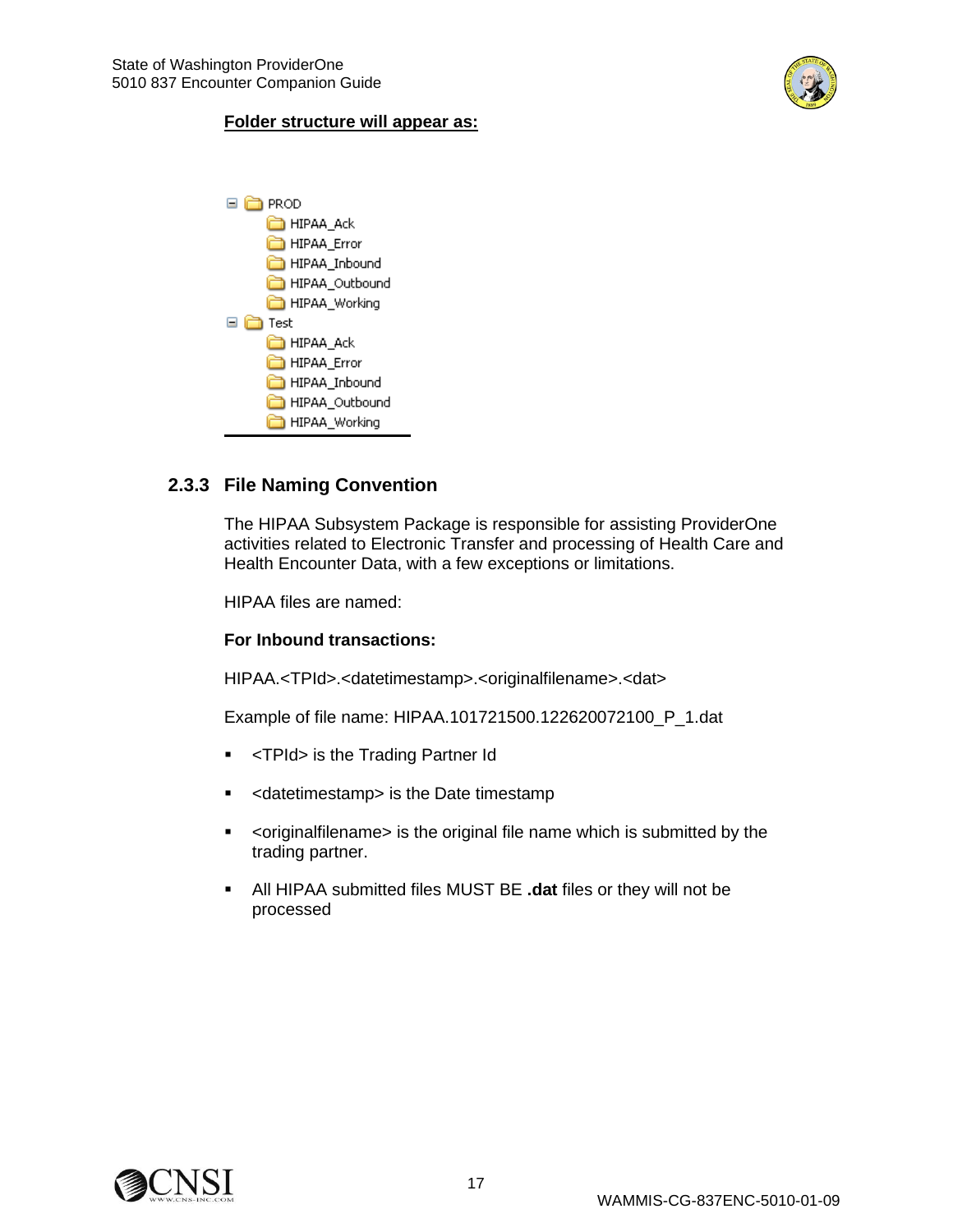**Folder structure will appear as:**

```
PROD
    HIPAA_Ack
    HIPAA_Error
    HIPAA_Inbound
    HIPAA_Outbound
    HIPAA_Working
Test
    HIPAA_Ack
    HIPAA_Error
    HIPAA_Inbound
    HIPAA_Outbound
    HIPAA_Working
```

### 2.3.3 File Naming Convention

The HIPAA Subsystem Package is responsible for assisting ProviderOne activities related to Electronic Transfer and processing of Health Care and Health Encounter Data, with a few exceptions or limitations.

HIPAA files are named:

**For Inbound transactions:**

HIPAA.<TPId>.<datetimestamp>.<originalfilename>.<dat>

Example of file name: HIPAA.101721500.122620072100_P_1.dat

- <TPId> is the Trading Partner Id
- <datetimestamp> is the Date timestamp
- <originalfilename> is the original file name which is submitted by the trading partner.
- All HIPAA submitted files MUST BE **.dat** files or they will not be processed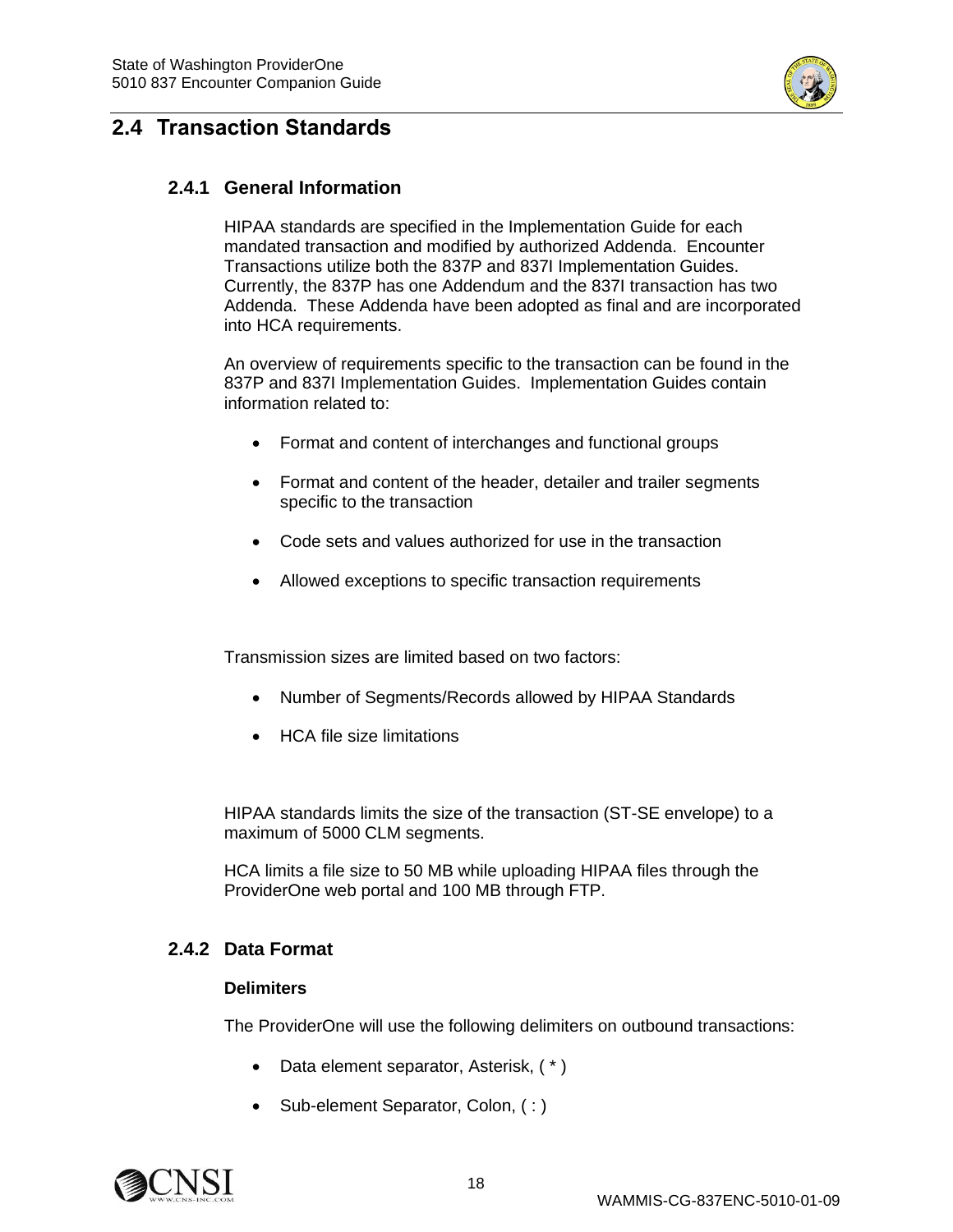## 2.4 Transaction Standards

### 2.4.1 General Information

HIPAA standards are specified in the Implementation Guide for each mandated transaction and modified by authorized Addenda. Encounter Transactions utilize both the 837P and 837I Implementation Guides. Currently, the 837P has one Addendum and the 837I transaction has two Addenda. These Addenda have been adopted as final and are incorporated into HCA requirements.

An overview of requirements specific to the transaction can be found in the 837P and 837I Implementation Guides. Implementation Guides contain information related to:

- Format and content of interchanges and functional groups
- Format and content of the header, detailer and trailer segments specific to the transaction
- Code sets and values authorized for use in the transaction
- Allowed exceptions to specific transaction requirements

Transmission sizes are limited based on two factors:

- Number of Segments/Records allowed by HIPAA Standards
- HCA file size limitations

HIPAA standards limits the size of the transaction (ST-SE envelope) to a maximum of 5000 CLM segments.

HCA limits a file size to 50 MB while uploading HIPAA files through the ProviderOne web portal and 100 MB through FTP.

### 2.4.2 Data Format

**Delimiters**

The ProviderOne will use the following delimiters on outbound transactions:

- Data element separator, Asterisk, ( * )
- Sub-element Separator, Colon, ( : )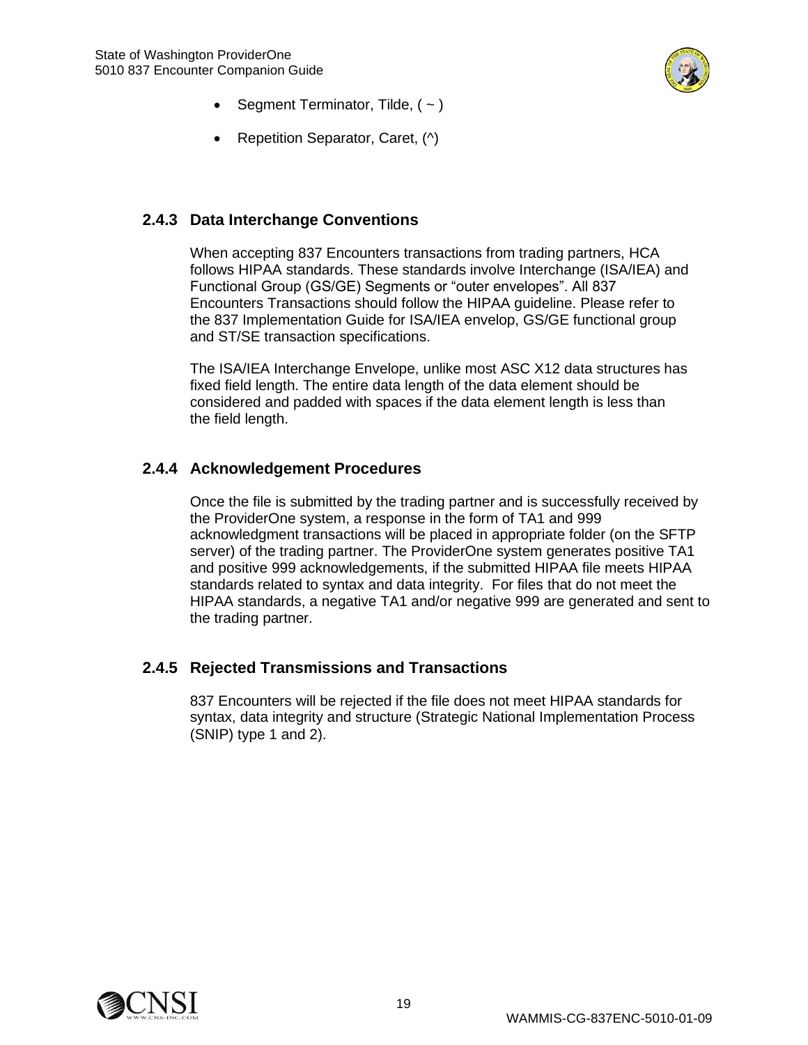- Segment Terminator, Tilde, ( ~ )
- Repetition Separator, Caret, (^)

### 2.4.3 Data Interchange Conventions

When accepting 837 Encounters transactions from trading partners, HCA follows HIPAA standards. These standards involve Interchange (ISA/IEA) and Functional Group (GS/GE) Segments or "outer envelopes". All 837 Encounters Transactions should follow the HIPAA guideline. Please refer to the 837 Implementation Guide for ISA/IEA envelop, GS/GE functional group and ST/SE transaction specifications.

The ISA/IEA Interchange Envelope, unlike most ASC X12 data structures has fixed field length. The entire data length of the data element should be considered and padded with spaces if the data element length is less than the field length.

### 2.4.4 Acknowledgement Procedures

Once the file is submitted by the trading partner and is successfully received by the ProviderOne system, a response in the form of TA1 and 999 acknowledgment transactions will be placed in appropriate folder (on the SFTP server) of the trading partner. The ProviderOne system generates positive TA1 and positive 999 acknowledgements, if the submitted HIPAA file meets HIPAA standards related to syntax and data integrity. For files that do not meet the HIPAA standards, a negative TA1 and/or negative 999 are generated and sent to the trading partner.

### 2.4.5 Rejected Transmissions and Transactions

837 Encounters will be rejected if the file does not meet HIPAA standards for syntax, data integrity and structure (Strategic National Implementation Process (SNIP) type 1 and 2).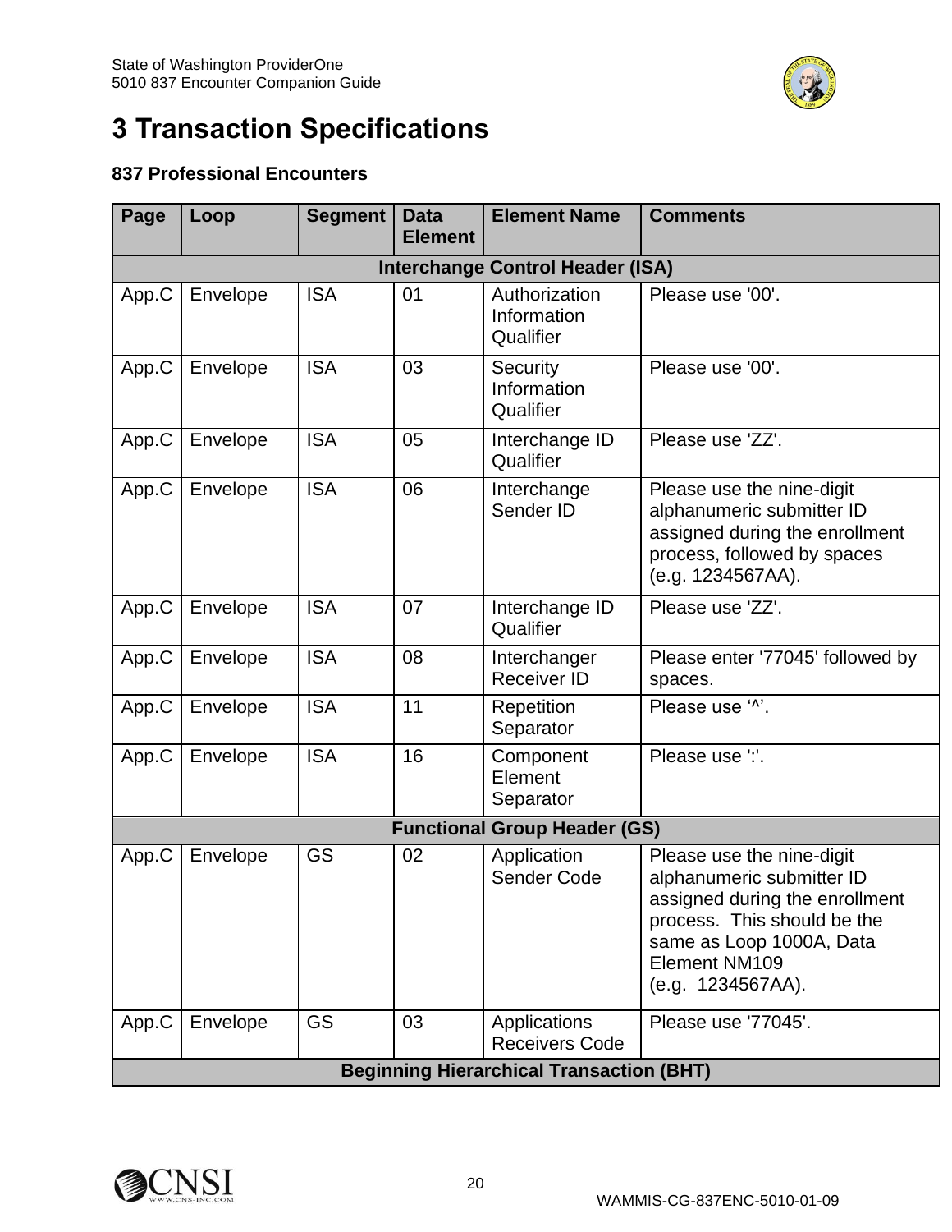# 3 Transaction Specifications

### 837 Professional Encounters

| Page | Loop | Segment | Data Element | Element Name | Comments |
|---|---|---|---|---|---|
| **Interchange Control Header (ISA)** | | | | | |
| App.C | Envelope | ISA | 01 | Authorization Information Qualifier | Please use '00'. |
| App.C | Envelope | ISA | 03 | Security Information Qualifier | Please use '00'. |
| App.C | Envelope | ISA | 05 | Interchange ID Qualifier | Please use 'ZZ'. |
| App.C | Envelope | ISA | 06 | Interchange Sender ID | Please use the nine-digit alphanumeric submitter ID assigned during the enrollment process, followed by spaces (e.g. 1234567AA). |
| App.C | Envelope | ISA | 07 | Interchange ID Qualifier | Please use 'ZZ'. |
| App.C | Envelope | ISA | 08 | Interchanger Receiver ID | Please enter '77045' followed by spaces. |
| App.C | Envelope | ISA | 11 | Repetition Separator | Please use '^'. |
| App.C | Envelope | ISA | 16 | Component Element Separator | Please use ':'. |
| **Functional Group Header (GS)** | | | | | |
| App.C | Envelope | GS | 02 | Application Sender Code | Please use the nine-digit alphanumeric submitter ID assigned during the enrollment process. This should be the same as Loop 1000A, Data Element NM109 (e.g. 1234567AA). |
| App.C | Envelope | GS | 03 | Applications Receivers Code | Please use '77045'. |
| **Beginning Hierarchical Transaction (BHT)** | | | | | |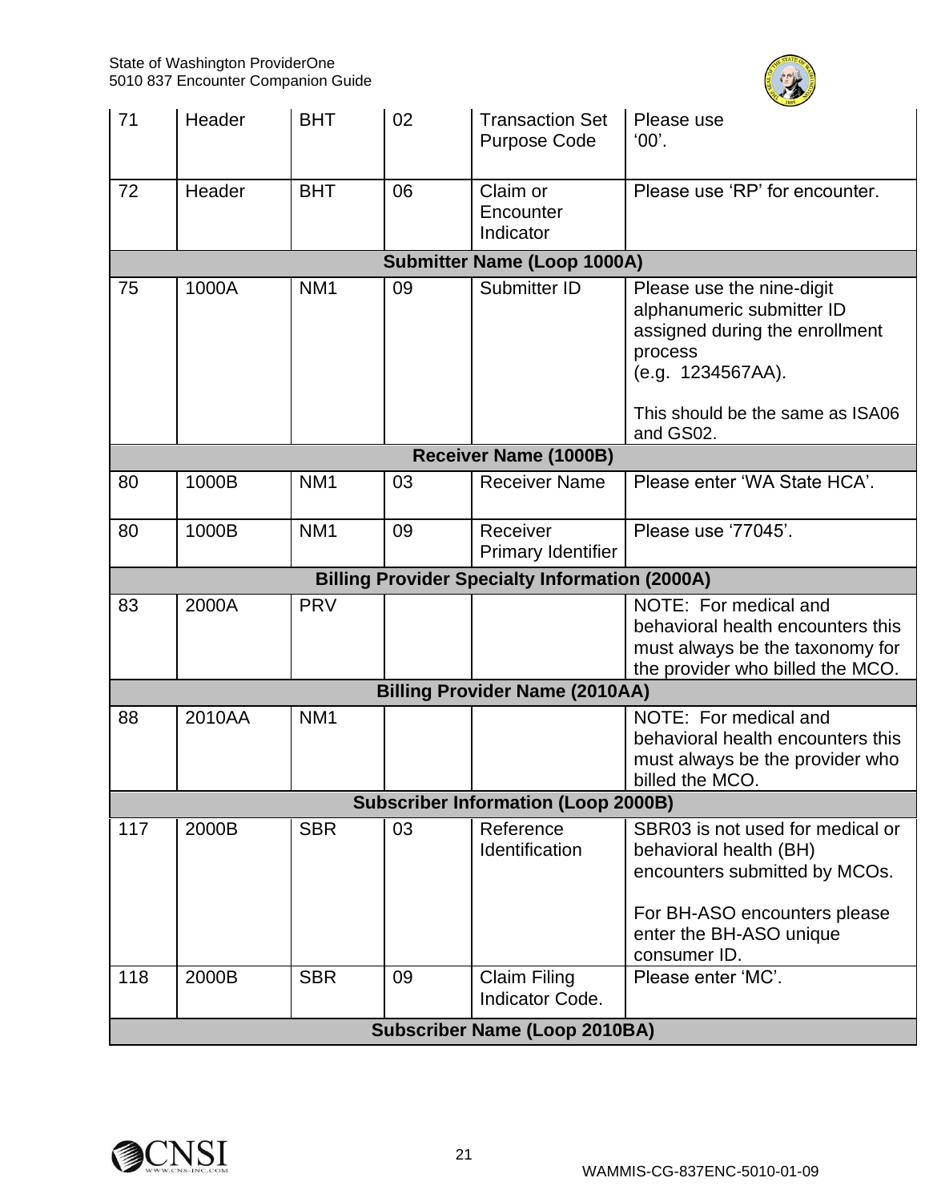| | | | | | |
|---|---|---|---|---|---|
| 71 | Header | BHT | 02 | Transaction Set Purpose Code | Please use '00'. |
| 72 | Header | BHT | 06 | Claim or Encounter Indicator | Please use 'RP' for encounter. |
| **Submitter Name (Loop 1000A)** | | | | | |
| 75 | 1000A | NM1 | 09 | Submitter ID | Please use the nine-digit alphanumeric submitter ID assigned during the enrollment process (e.g. 1234567AA).<br><br>This should be the same as ISA06 and GS02. |
| **Receiver Name (1000B)** | | | | | |
| 80 | 1000B | NM1 | 03 | Receiver Name | Please enter 'WA State HCA'. |
| 80 | 1000B | NM1 | 09 | Receiver Primary Identifier | Please use '77045'. |
| **Billing Provider Specialty Information (2000A)** | | | | | |
| 83 | 2000A | PRV | | | NOTE: For medical and behavioral health encounters this must always be the taxonomy for the provider who billed the MCO. |
| **Billing Provider Name (2010AA)** | | | | | |
| 88 | 2010AA | NM1 | | | NOTE: For medical and behavioral health encounters this must always be the provider who billed the MCO. |
| **Subscriber Information (Loop 2000B)** | | | | | |
| 117 | 2000B | SBR | 03 | Reference Identification | SBR03 is not used for medical or behavioral health (BH) encounters submitted by MCOs.<br><br>For BH-ASO encounters please enter the BH-ASO unique consumer ID. |
| 118 | 2000B | SBR | 09 | Claim Filing Indicator Code. | Please enter 'MC'. |
| **Subscriber Name (Loop 2010BA)** | | | | | |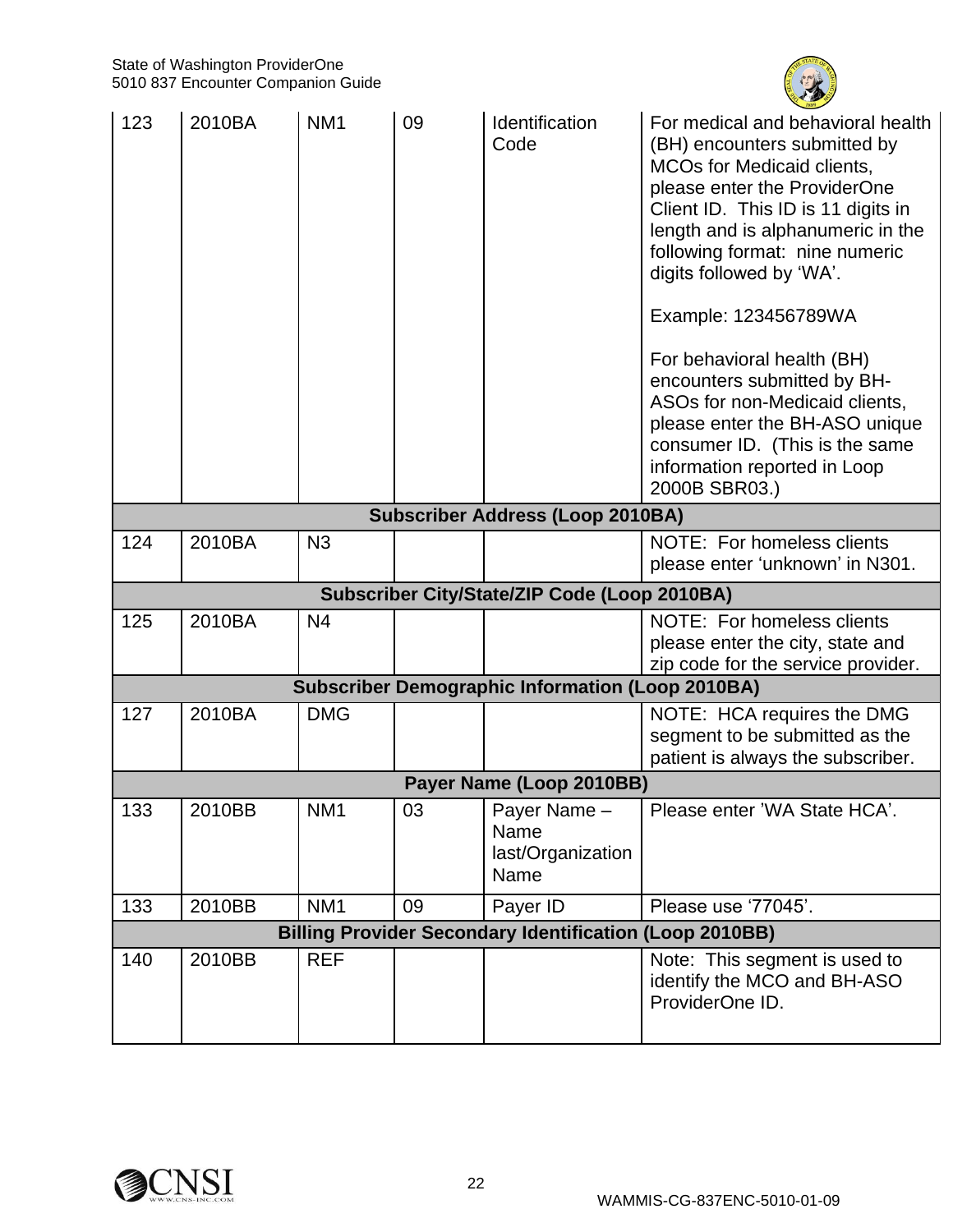| | | | | | |
|---|---|---|---|---|---|
| 123 | 2010BA | NM1 | 09 | Identification Code | For medical and behavioral health (BH) encounters submitted by MCOs for Medicaid clients, please enter the ProviderOne Client ID. This ID is 11 digits in length and is alphanumeric in the following format: nine numeric digits followed by 'WA'.<br><br>Example: 123456789WA<br><br>For behavioral health (BH) encounters submitted by BH-ASOs for non-Medicaid clients, please enter the BH-ASO unique consumer ID. (This is the same information reported in Loop 2000B SBR03.) |
| **Subscriber Address (Loop 2010BA)** | | | | | |
| 124 | 2010BA | N3 | | | NOTE: For homeless clients please enter 'unknown' in N301. |
| **Subscriber City/State/ZIP Code (Loop 2010BA)** | | | | | |
| 125 | 2010BA | N4 | | | NOTE: For homeless clients please enter the city, state and zip code for the service provider. |
| **Subscriber Demographic Information (Loop 2010BA)** | | | | | |
| 127 | 2010BA | DMG | | | NOTE: HCA requires the DMG segment to be submitted as the patient is always the subscriber. |
| **Payer Name (Loop 2010BB)** | | | | | |
| 133 | 2010BB | NM1 | 03 | Payer Name – Name last/Organization Name | Please enter 'WA State HCA'. |
| 133 | 2010BB | NM1 | 09 | Payer ID | Please use '77045'. |
| **Billing Provider Secondary Identification (Loop 2010BB)** | | | | | |
| 140 | 2010BB | REF | | | Note: This segment is used to identify the MCO and BH-ASO ProviderOne ID. |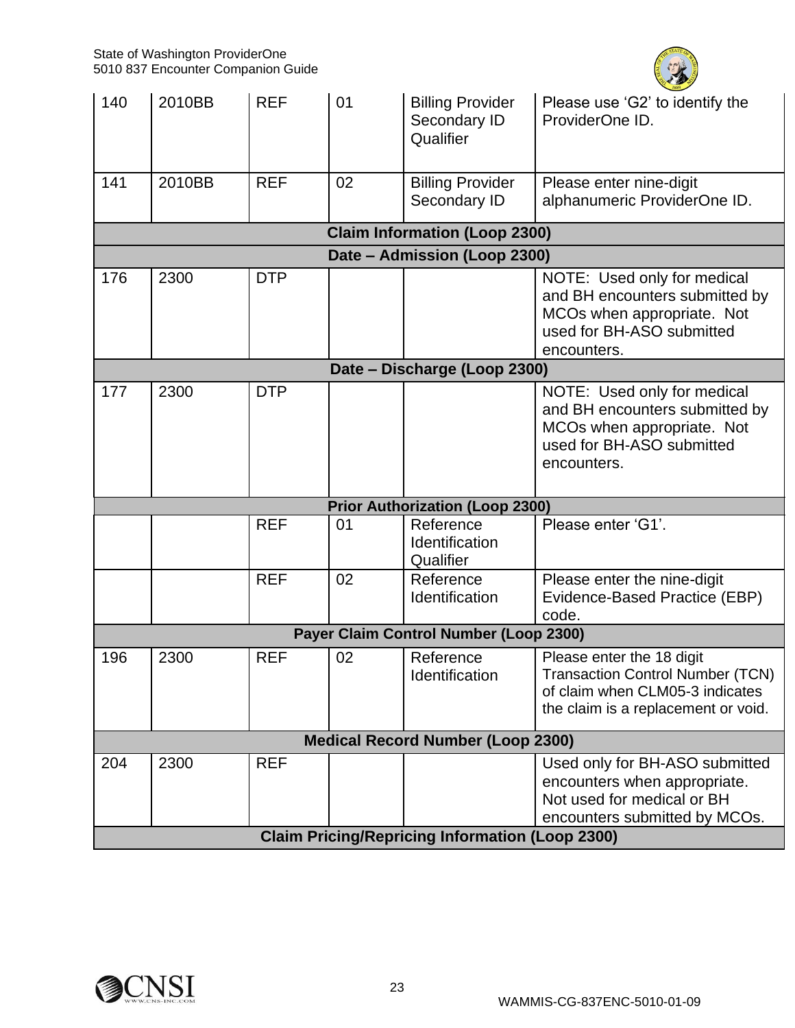| | | | | | |
|---|---|---|---|---|---|
| 140 | 2010BB | REF | 01 | Billing Provider Secondary ID Qualifier | Please use ‘G2’ to identify the ProviderOne ID. |
| 141 | 2010BB | REF | 02 | Billing Provider Secondary ID | Please enter nine-digit alphanumeric ProviderOne ID. |
| **Claim Information (Loop 2300)** | | | | | |
| **Date – Admission (Loop 2300)** | | | | | |
| 176 | 2300 | DTP | | | NOTE: Used only for medical and BH encounters submitted by MCOs when appropriate. Not used for BH-ASO submitted encounters. |
| **Date – Discharge (Loop 2300)** | | | | | |
| 177 | 2300 | DTP | | | NOTE: Used only for medical and BH encounters submitted by MCOs when appropriate. Not used for BH-ASO submitted encounters. |
| **Prior Authorization (Loop 2300)** | | | | | |
| | | REF | 01 | Reference Identification Qualifier | Please enter ‘G1’. |
| | | REF | 02 | Reference Identification | Please enter the nine-digit Evidence-Based Practice (EBP) code. |
| **Payer Claim Control Number (Loop 2300)** | | | | | |
| 196 | 2300 | REF | 02 | Reference Identification | Please enter the 18 digit Transaction Control Number (TCN) of claim when CLM05-3 indicates the claim is a replacement or void. |
| **Medical Record Number (Loop 2300)** | | | | | |
| 204 | 2300 | REF | | | Used only for BH-ASO submitted encounters when appropriate. Not used for medical or BH encounters submitted by MCOs. |
| **Claim Pricing/Repricing Information (Loop 2300)** | | | | | |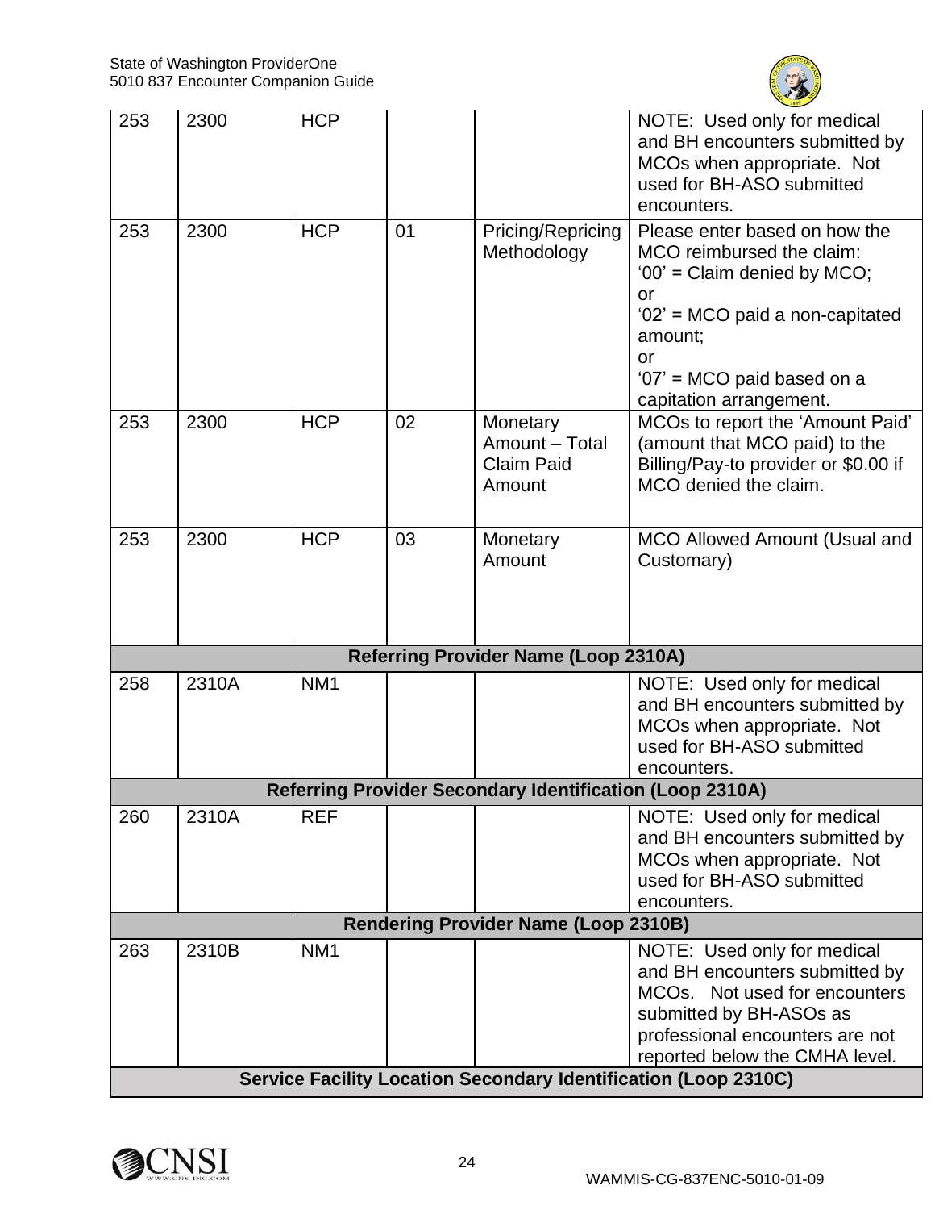| | | | | | |
|---|---|---|---|---|---|
| 253 | 2300 | HCP | | | NOTE: Used only for medical and BH encounters submitted by MCOs when appropriate. Not used for BH-ASO submitted encounters. |
| 253 | 2300 | HCP | 01 | Pricing/Repricing Methodology | Please enter based on how the MCO reimbursed the claim: '00' = Claim denied by MCO; or '02' = MCO paid a non-capitated amount; or '07' = MCO paid based on a capitation arrangement. |
| 253 | 2300 | HCP | 02 | Monetary Amount – Total Claim Paid Amount | MCOs to report the 'Amount Paid' (amount that MCO paid) to the Billing/Pay-to provider or $0.00 if MCO denied the claim. |
| 253 | 2300 | HCP | 03 | Monetary Amount | MCO Allowed Amount (Usual and Customary) |
| **Referring Provider Name (Loop 2310A)** | | | | | |
| 258 | 2310A | NM1 | | | NOTE: Used only for medical and BH encounters submitted by MCOs when appropriate. Not used for BH-ASO submitted encounters. |
| **Referring Provider Secondary Identification (Loop 2310A)** | | | | | |
| 260 | 2310A | REF | | | NOTE: Used only for medical and BH encounters submitted by MCOs when appropriate. Not used for BH-ASO submitted encounters. |
| **Rendering Provider Name (Loop 2310B)** | | | | | |
| 263 | 2310B | NM1 | | | NOTE: Used only for medical and BH encounters submitted by MCOs. Not used for encounters submitted by BH-ASOs as professional encounters are not reported below the CMHA level. |
| **Service Facility Location Secondary Identification (Loop 2310C)** | | | | | |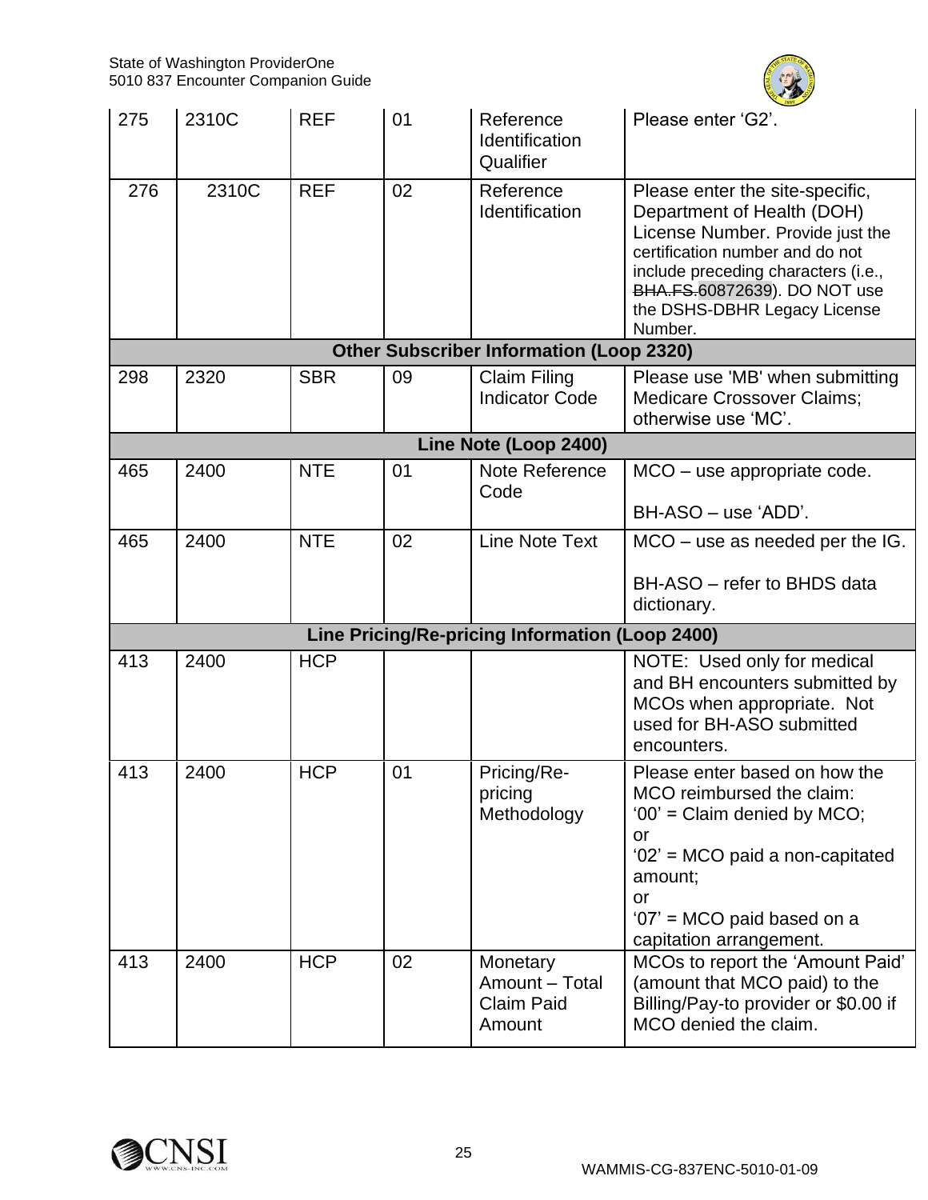| 275 | 2310C | REF | 01 | Reference Identification Qualifier | Please enter ‘G2’. |
|---|---|---|---|---|---|
| 276 | 2310C | REF | 02 | Reference Identification | Please enter the site-specific, Department of Health (DOH) License Number. Provide just the certification number and do not include preceding characters (i.e., ~~BHA.FS.~~60872639). DO NOT use the DSHS-DBHR Legacy License Number. |
| **Other Subscriber Information (Loop 2320)** | | | | | |
| 298 | 2320 | SBR | 09 | Claim Filing Indicator Code | Please use 'MB' when submitting Medicare Crossover Claims; otherwise use ‘MC’. |
| **Line Note (Loop 2400)** | | | | | |
| 465 | 2400 | NTE | 01 | Note Reference Code | MCO – use appropriate code.<br><br>BH-ASO – use ‘ADD’. |
| 465 | 2400 | NTE | 02 | Line Note Text | MCO – use as needed per the IG.<br><br>BH-ASO – refer to BHDS data dictionary. |
| **Line Pricing/Re-pricing Information (Loop 2400)** | | | | | |
| 413 | 2400 | HCP | | | NOTE: Used only for medical and BH encounters submitted by MCOs when appropriate. Not used for BH-ASO submitted encounters. |
| 413 | 2400 | HCP | 01 | Pricing/Re-pricing Methodology | Please enter based on how the MCO reimbursed the claim:<br>‘00’ = Claim denied by MCO;<br>or<br>‘02’ = MCO paid a non-capitated amount;<br>or<br>‘07’ = MCO paid based on a capitation arrangement. |
| 413 | 2400 | HCP | 02 | Monetary Amount – Total Claim Paid Amount | MCOs to report the ‘Amount Paid’ (amount that MCO paid) to the Billing/Pay-to provider or $0.00 if MCO denied the claim. |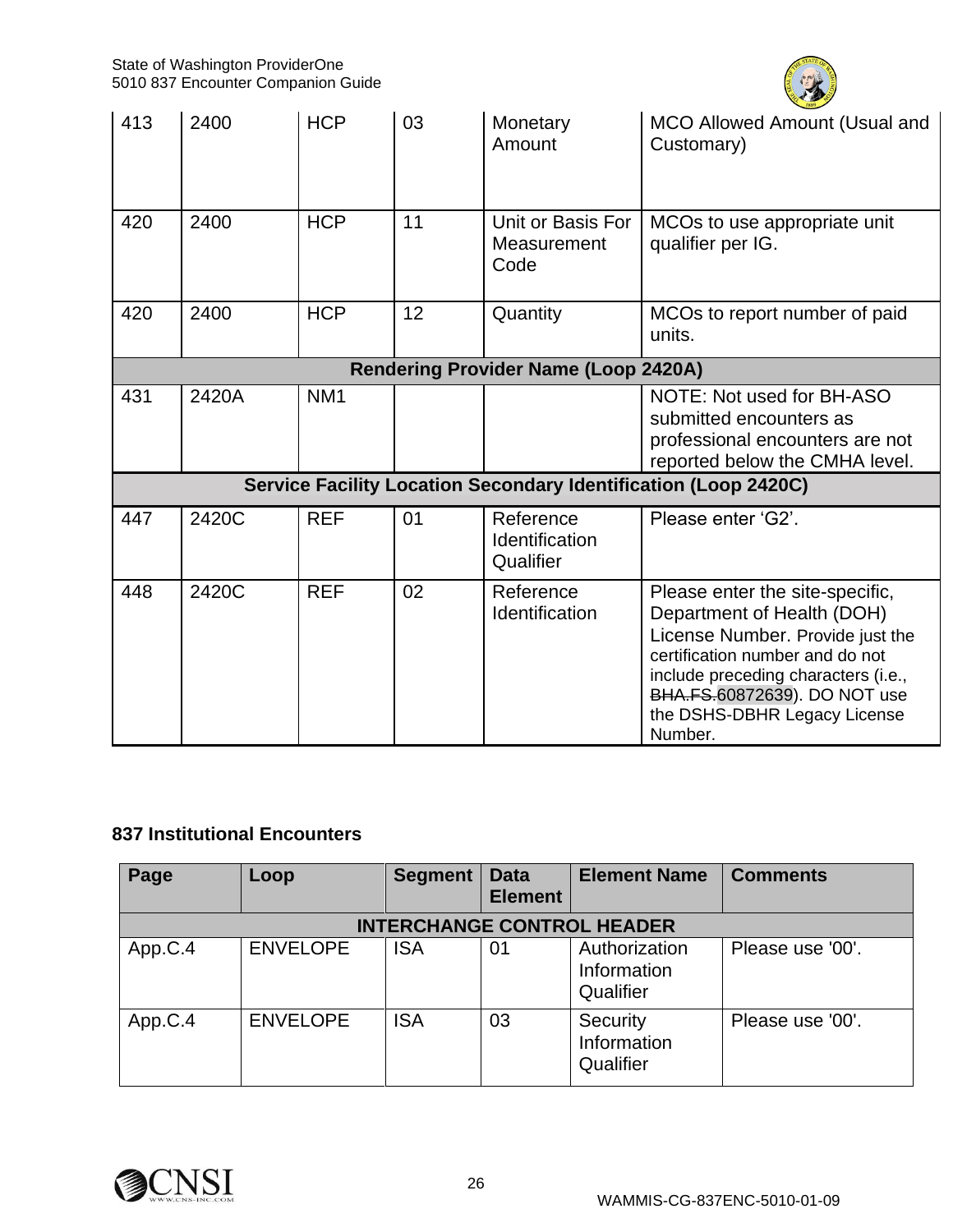| | | | | | |
|---|---|---|---|---|---|
| 413 | 2400 | HCP | 03 | Monetary Amount | MCO Allowed Amount (Usual and Customary) |
| 420 | 2400 | HCP | 11 | Unit or Basis For Measurement Code | MCOs to use appropriate unit qualifier per IG. |
| 420 | 2400 | HCP | 12 | Quantity | MCOs to report number of paid units. |
| **Rendering Provider Name (Loop 2420A)** | | | | | |
| 431 | 2420A | NM1 | | | NOTE: Not used for BH-ASO submitted encounters as professional encounters are not reported below the CMHA level. |
| **Service Facility Location Secondary Identification (Loop 2420C)** | | | | | |
| 447 | 2420C | REF | 01 | Reference Identification Qualifier | Please enter 'G2'. |
| 448 | 2420C | REF | 02 | Reference Identification | Please enter the site-specific, Department of Health (DOH) License Number. Provide just the certification number and do not include preceding characters (i.e., ~~BHA.FS.~~60872639). DO NOT use the DSHS-DBHR Legacy License Number. |

### 837 Institutional Encounters

| Page | Loop | Segment | Data Element | Element Name | Comments |
|---|---|---|---|---|---|
| **INTERCHANGE CONTROL HEADER** | | | | | |
| App.C.4 | ENVELOPE | ISA | 01 | Authorization Information Qualifier | Please use '00'. |
| App.C.4 | ENVELOPE | ISA | 03 | Security Information Qualifier | Please use '00'. |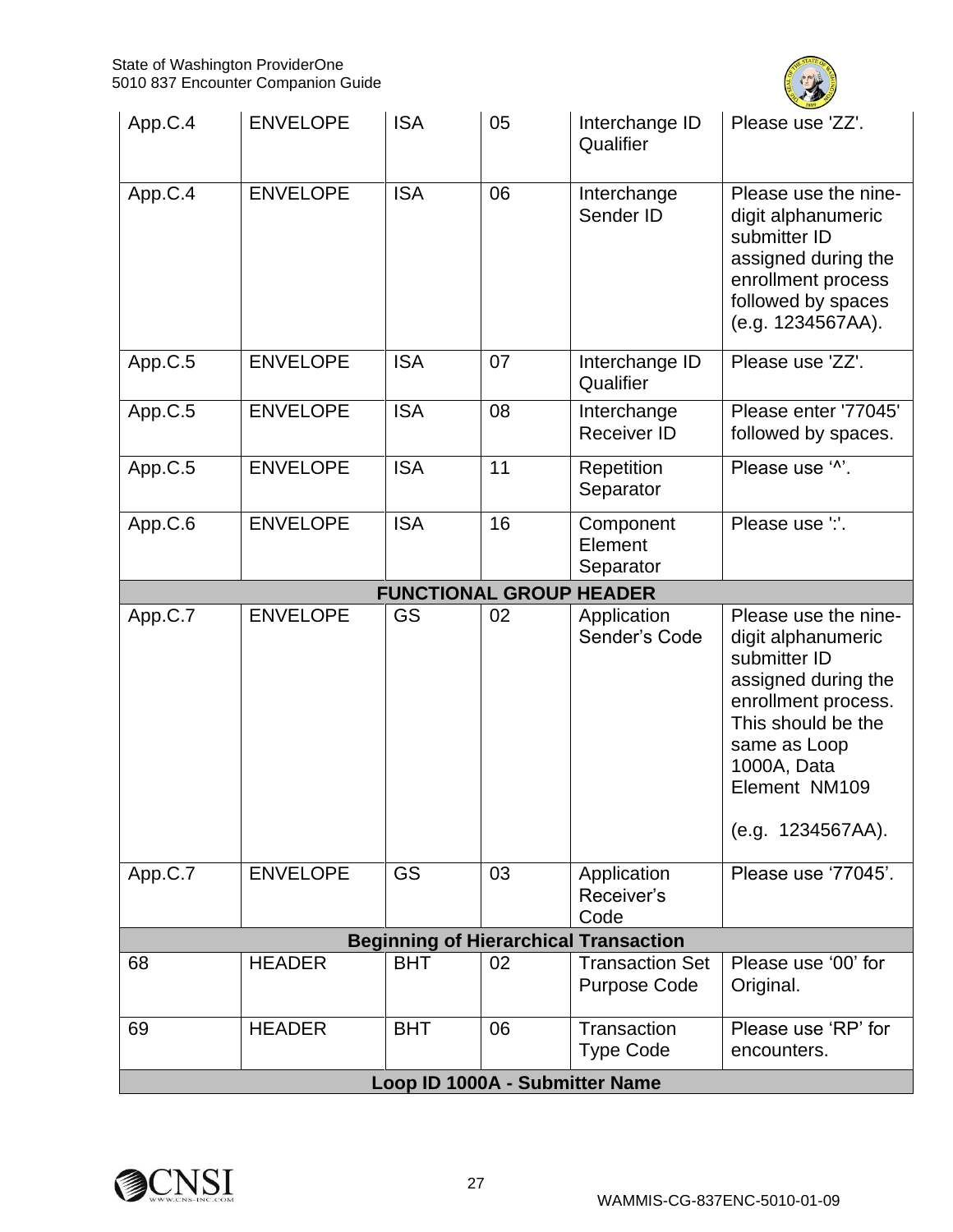| | | | | | |
|---|---|---|---|---|---|
| App.C.4 | ENVELOPE | ISA | 05 | Interchange ID Qualifier | Please use 'ZZ'. |
| App.C.4 | ENVELOPE | ISA | 06 | Interchange Sender ID | Please use the nine-digit alphanumeric submitter ID assigned during the enrollment process followed by spaces (e.g. 1234567AA). |
| App.C.5 | ENVELOPE | ISA | 07 | Interchange ID Qualifier | Please use 'ZZ'. |
| App.C.5 | ENVELOPE | ISA | 08 | Interchange Receiver ID | Please enter '77045' followed by spaces. |
| App.C.5 | ENVELOPE | ISA | 11 | Repetition Separator | Please use '^'. |
| App.C.6 | ENVELOPE | ISA | 16 | Component Element Separator | Please use ':'. |
| **FUNCTIONAL GROUP HEADER** | | | | | |
| App.C.7 | ENVELOPE | GS | 02 | Application Sender's Code | Please use the nine-digit alphanumeric submitter ID assigned during the enrollment process. This should be the same as Loop 1000A, Data Element NM109 (e.g. 1234567AA). |
| App.C.7 | ENVELOPE | GS | 03 | Application Receiver's Code | Please use '77045'. |
| **Beginning of Hierarchical Transaction** | | | | | |
| 68 | HEADER | BHT | 02 | Transaction Set Purpose Code | Please use '00' for Original. |
| 69 | HEADER | BHT | 06 | Transaction Type Code | Please use 'RP' for encounters. |
| **Loop ID 1000A - Submitter Name** | | | | | |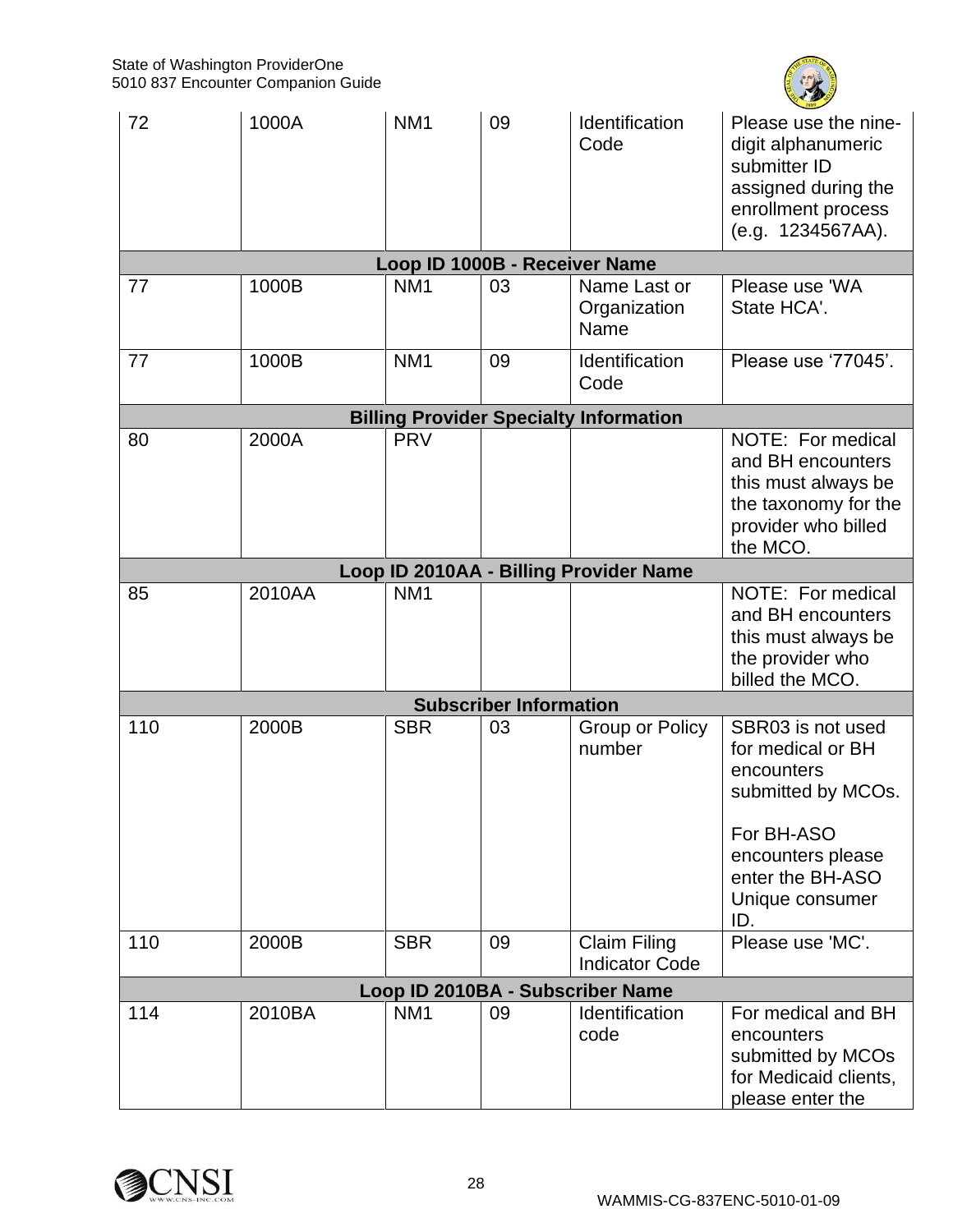| | | | | | |
|---|---|---|---|---|---|
| 72 | 1000A | NM1 | 09 | Identification Code | Please use the nine-digit alphanumeric submitter ID assigned during the enrollment process (e.g. 1234567AA). |
| **Loop ID 1000B - Receiver Name** | | | | | |
| 77 | 1000B | NM1 | 03 | Name Last or Organization Name | Please use 'WA State HCA'. |
| 77 | 1000B | NM1 | 09 | Identification Code | Please use '77045'. |
| **Billing Provider Specialty Information** | | | | | |
| 80 | 2000A | PRV | | | NOTE: For medical and BH encounters this must always be the taxonomy for the provider who billed the MCO. |
| **Loop ID 2010AA - Billing Provider Name** | | | | | |
| 85 | 2010AA | NM1 | | | NOTE: For medical and BH encounters this must always be the provider who billed the MCO. |
| **Subscriber Information** | | | | | |
| 110 | 2000B | SBR | 03 | Group or Policy number | SBR03 is not used for medical or BH encounters submitted by MCOs.<br><br>For BH-ASO encounters please enter the BH-ASO Unique consumer ID. |
| 110 | 2000B | SBR | 09 | Claim Filing Indicator Code | Please use 'MC'. |
| **Loop ID 2010BA - Subscriber Name** | | | | | |
| 114 | 2010BA | NM1 | 09 | Identification code | For medical and BH encounters submitted by MCOs for Medicaid clients, please enter the |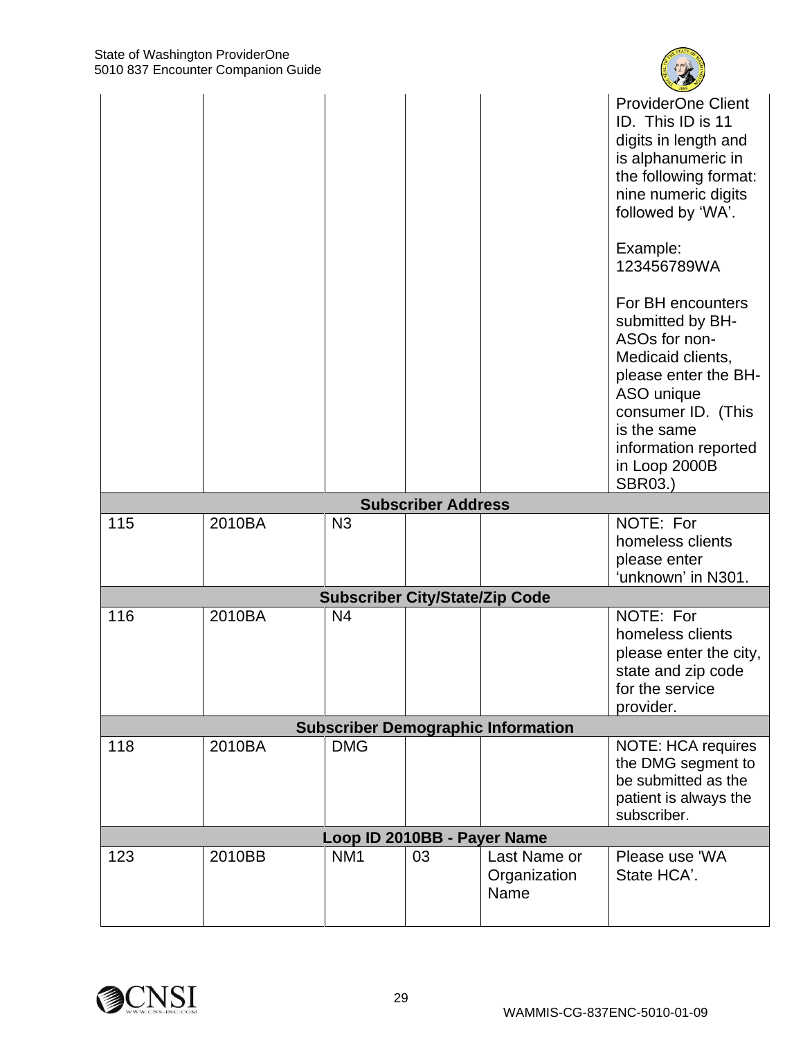| | | | | | |
|---|---|---|---|---|---|
| | | | | | ProviderOne Client ID. This ID is 11 digits in length and is alphanumeric in the following format: nine numeric digits followed by 'WA'.<br><br>Example: 123456789WA<br><br>For BH encounters submitted by BH-ASOs for non-Medicaid clients, please enter the BH-ASO unique consumer ID. (This is the same information reported in Loop 2000B SBR03.) |
| **Subscriber Address** | | | | | |
| 115 | 2010BA | N3 | | | NOTE: For homeless clients please enter 'unknown' in N301. |
| **Subscriber City/State/Zip Code** | | | | | |
| 116 | 2010BA | N4 | | | NOTE: For homeless clients please enter the city, state and zip code for the service provider. |
| **Subscriber Demographic Information** | | | | | |
| 118 | 2010BA | DMG | | | NOTE: HCA requires the DMG segment to be submitted as the patient is always the subscriber. |
| **Loop ID 2010BB - Payer Name** | | | | | |
| 123 | 2010BB | NM1 | 03 | Last Name or Organization Name | Please use 'WA State HCA'. |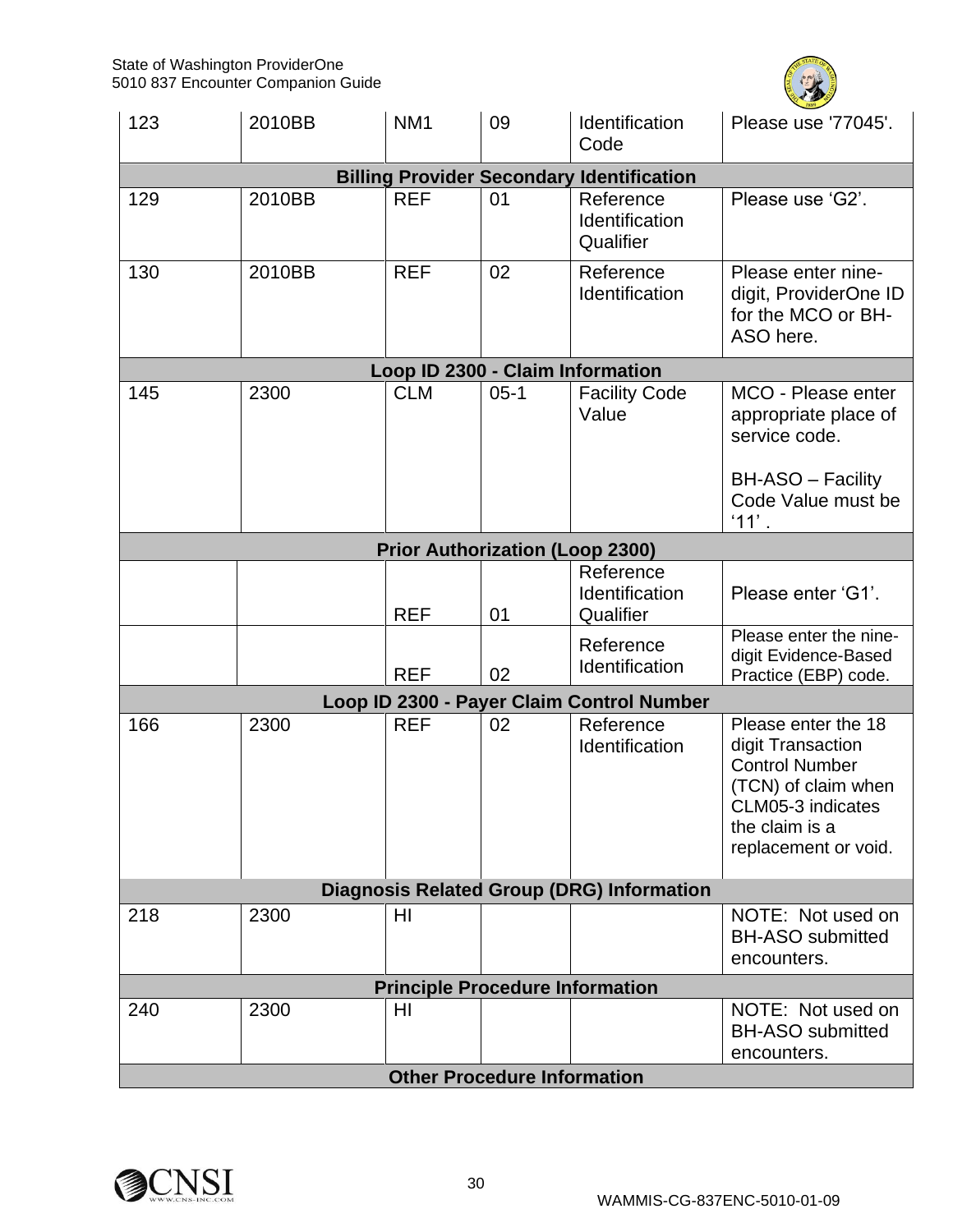| | | | | | |
|---|---|---|---|---|---|
| 123 | 2010BB | NM1 | 09 | Identification Code | Please use '77045'. |
| **Billing Provider Secondary Identification** | | | | | |
| 129 | 2010BB | REF | 01 | Reference Identification Qualifier | Please use 'G2'. |
| 130 | 2010BB | REF | 02 | Reference Identification | Please enter nine-digit, ProviderOne ID for the MCO or BH-ASO here. |
| **Loop ID 2300 - Claim Information** | | | | | |
| 145 | 2300 | CLM | 05-1 | Facility Code Value | MCO - Please enter appropriate place of service code.<br><br>BH-ASO – Facility Code Value must be '11' . |
| **Prior Authorization (Loop 2300)** | | | | | |
| | | REF | 01 | Reference Identification Qualifier | Please enter 'G1'. |
| | | REF | 02 | Reference Identification | Please enter the nine-digit Evidence-Based Practice (EBP) code. |
| **Loop ID 2300 - Payer Claim Control Number** | | | | | |
| 166 | 2300 | REF | 02 | Reference Identification | Please enter the 18 digit Transaction Control Number (TCN) of claim when CLM05-3 indicates the claim is a replacement or void. |
| **Diagnosis Related Group (DRG) Information** | | | | | |
| 218 | 2300 | HI | | | NOTE: Not used on BH-ASO submitted encounters. |
| **Principle Procedure Information** | | | | | |
| 240 | 2300 | HI | | | NOTE: Not used on BH-ASO submitted encounters. |
| **Other Procedure Information** | | | | | |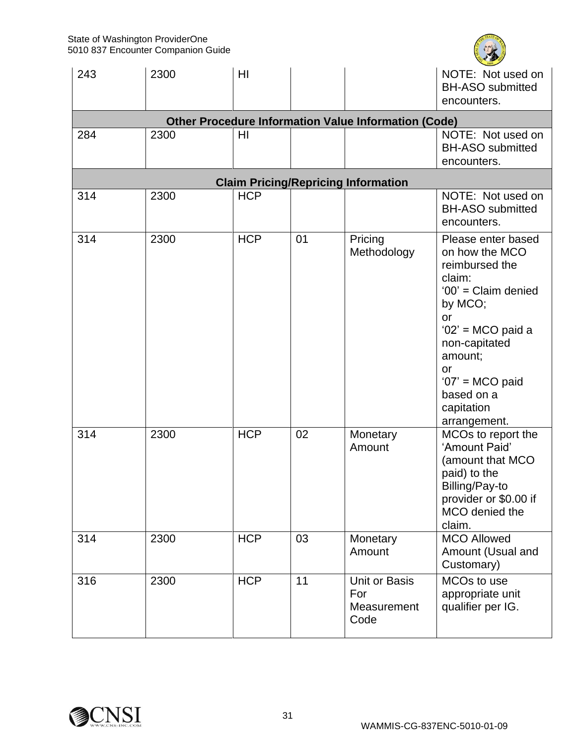| 243 | 2300 | HI | | | NOTE: Not used on BH-ASO submitted encounters. |
|---|---|---|---|---|---|
| **Other Procedure Information Value Information (Code)** | | | | | |
| 284 | 2300 | HI | | | NOTE: Not used on BH-ASO submitted encounters. |
| **Claim Pricing/Repricing Information** | | | | | |
| 314 | 2300 | HCP | | | NOTE: Not used on BH-ASO submitted encounters. |
| 314 | 2300 | HCP | 01 | Pricing Methodology | Please enter based on how the MCO reimbursed the claim:<br>'00' = Claim denied by MCO;<br>or<br>'02' = MCO paid a non-capitated amount;<br>or<br>'07' = MCO paid based on a capitation arrangement. |
| 314 | 2300 | HCP | 02 | Monetary Amount | MCOs to report the 'Amount Paid' (amount that MCO paid) to the Billing/Pay-to provider or $0.00 if MCO denied the claim. |
| 314 | 2300 | HCP | 03 | Monetary Amount | MCO Allowed Amount (Usual and Customary) |
| 316 | 2300 | HCP | 11 | Unit or Basis For Measurement Code | MCOs to use appropriate unit qualifier per IG. |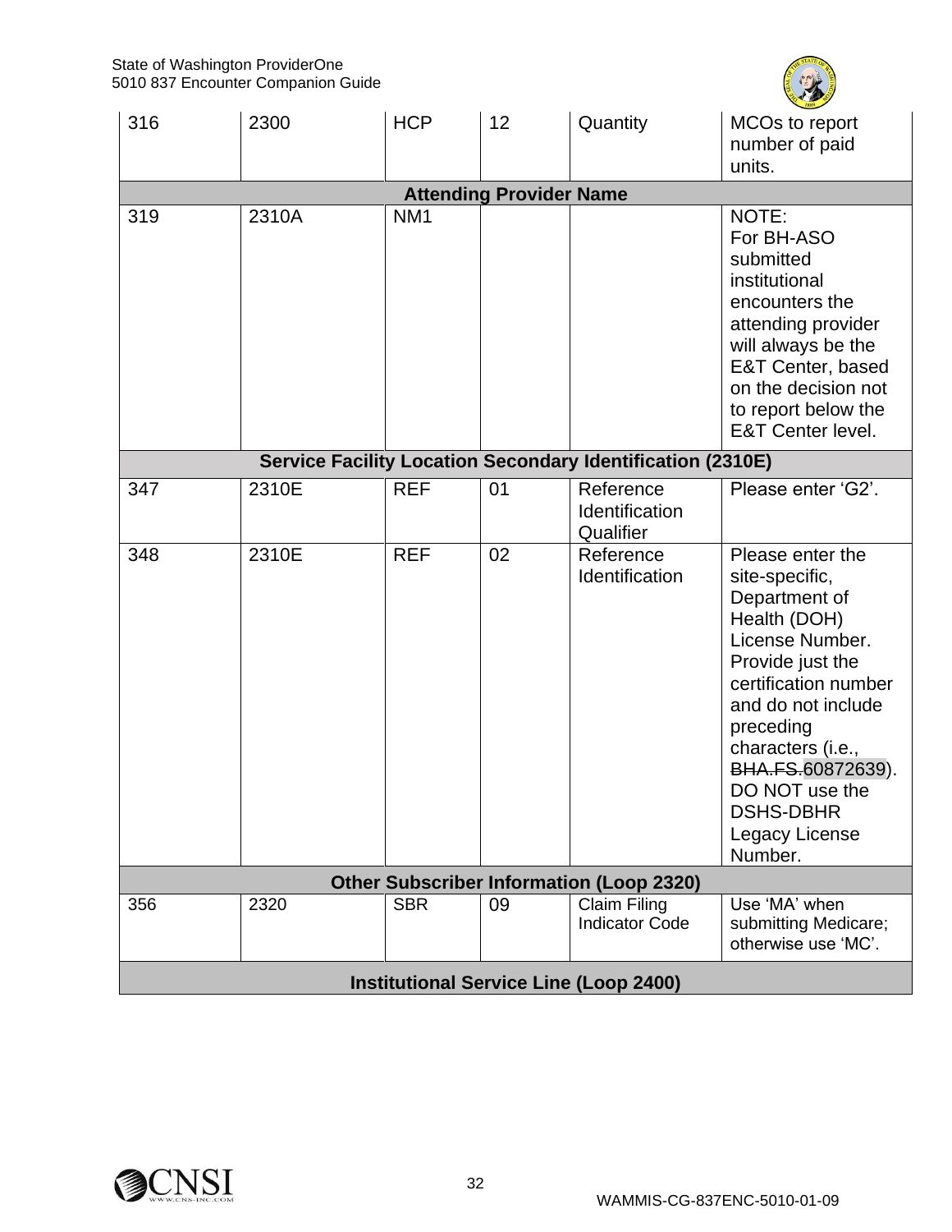| | | | | | |
|---|---|---|---|---|---|
| 316 | 2300 | HCP | 12 | Quantity | MCOs to report number of paid units. |
| **Attending Provider Name** | | | | | |
| 319 | 2310A | NM1 | | | NOTE: For BH-ASO submitted institutional encounters the attending provider will always be the E&T Center, based on the decision not to report below the E&T Center level. |
| **Service Facility Location Secondary Identification (2310E)** | | | | | |
| 347 | 2310E | REF | 01 | Reference Identification Qualifier | Please enter 'G2'. |
| 348 | 2310E | REF | 02 | Reference Identification | Please enter the site-specific, Department of Health (DOH) License Number. Provide just the certification number and do not include preceding characters (i.e., ~~BHA.FS.~~60872639). DO NOT use the DSHS-DBHR Legacy License Number. |
| **Other Subscriber Information (Loop 2320)** | | | | | |
| 356 | 2320 | SBR | 09 | Claim Filing Indicator Code | Use 'MA' when submitting Medicare; otherwise use 'MC'. |
| **Institutional Service Line (Loop 2400)** | | | | | |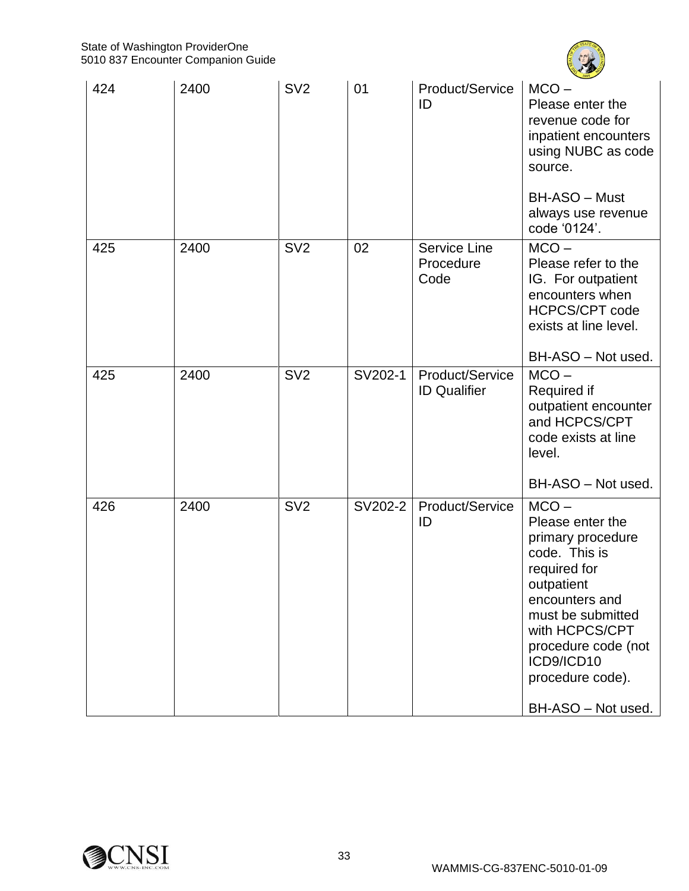| | | | | | |
|---|---|---|---|---|---|
| 424 | 2400 | SV2 | 01 | Product/Service ID | MCO –<br>Please enter the revenue code for inpatient encounters using NUBC as code source.<br><br>BH-ASO – Must always use revenue code '0124'. |
| 425 | 2400 | SV2 | 02 | Service Line Procedure Code | MCO –<br>Please refer to the IG. For outpatient encounters when HCPCS/CPT code exists at line level.<br><br>BH-ASO – Not used. |
| 425 | 2400 | SV2 | SV202-1 | Product/Service ID Qualifier | MCO –<br>Required if outpatient encounter and HCPCS/CPT code exists at line level.<br><br>BH-ASO – Not used. |
| 426 | 2400 | SV2 | SV202-2 | Product/Service ID | MCO –<br>Please enter the primary procedure code. This is required for outpatient encounters and must be submitted with HCPCS/CPT procedure code (not ICD9/ICD10 procedure code).<br><br>BH-ASO – Not used. |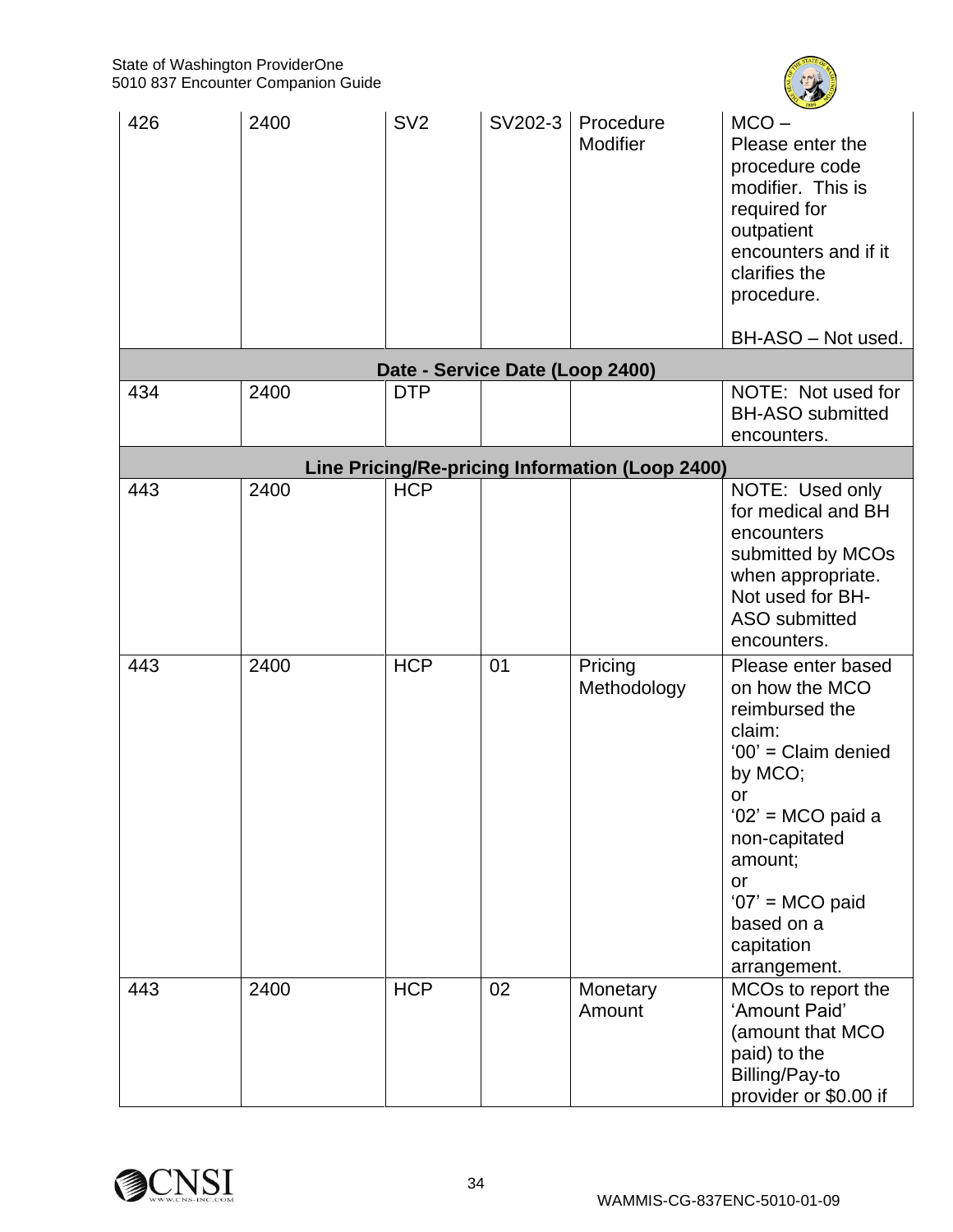| | | | | | |
|---|---|---|---|---|---|
| 426 | 2400 | SV2 | SV202-3 | Procedure Modifier | MCO – Please enter the procedure code modifier. This is required for outpatient encounters and if it clarifies the procedure.<br><br>BH-ASO – Not used. |
| **Date - Service Date (Loop 2400)** | | | | | |
| 434 | 2400 | DTP | | | NOTE: Not used for BH-ASO submitted encounters. |
| **Line Pricing/Re-pricing Information (Loop 2400)** | | | | | |
| 443 | 2400 | HCP | | | NOTE: Used only for medical and BH encounters submitted by MCOs when appropriate. Not used for BH-ASO submitted encounters. |
| 443 | 2400 | HCP | 01 | Pricing Methodology | Please enter based on how the MCO reimbursed the claim:<br>'00' = Claim denied by MCO;<br>or<br>'02' = MCO paid a non-capitated amount;<br>or<br>'07' = MCO paid based on a capitation arrangement. |
| 443 | 2400 | HCP | 02 | Monetary Amount | MCOs to report the 'Amount Paid' (amount that MCO paid) to the Billing/Pay-to provider or $0.00 if |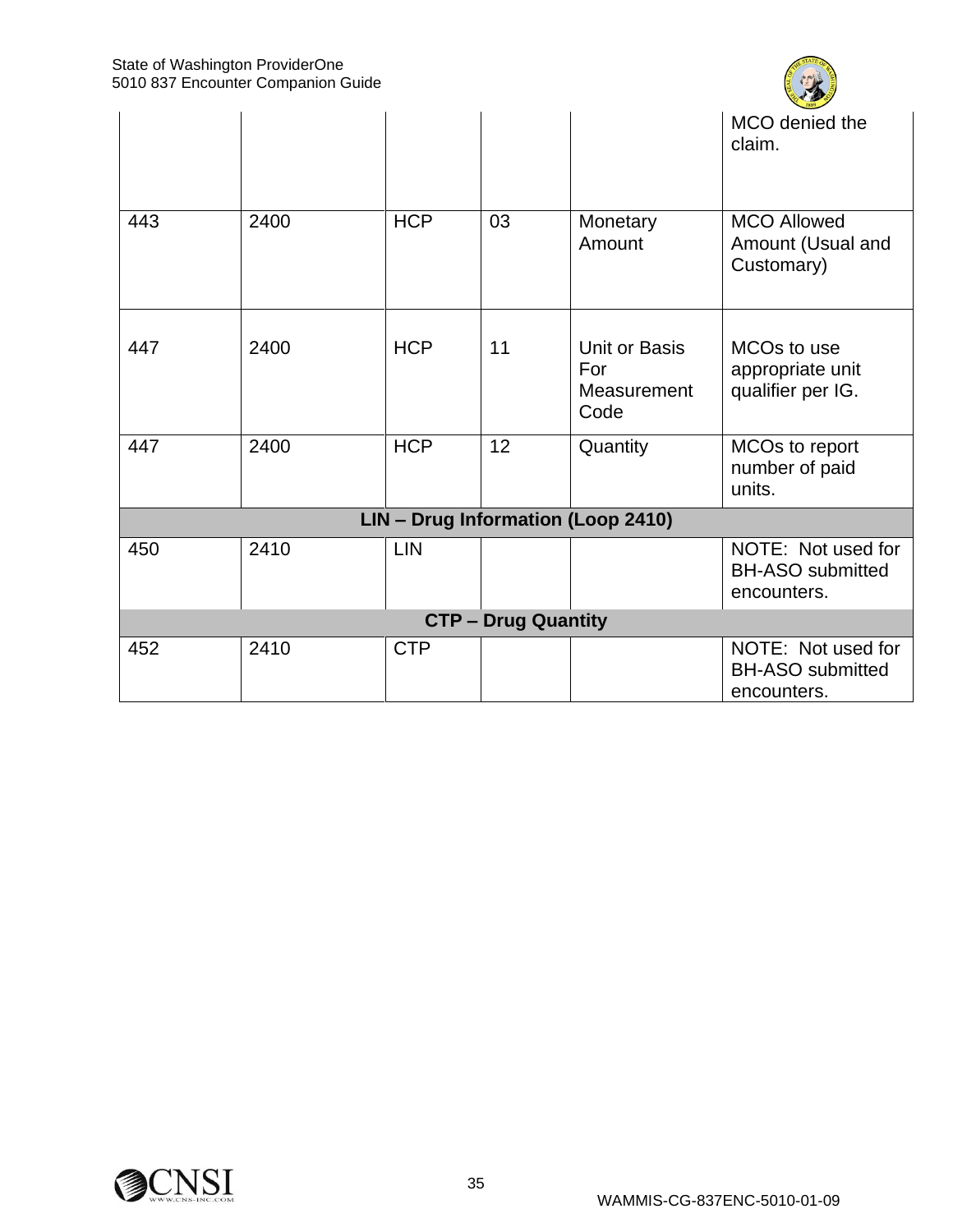| | | | | | |
|---|---|---|---|---|---|
| | | | | | MCO denied the claim. |
| 443 | 2400 | HCP | 03 | Monetary Amount | MCO Allowed Amount (Usual and Customary) |
| 447 | 2400 | HCP | 11 | Unit or Basis For Measurement Code | MCOs to use appropriate unit qualifier per IG. |
| 447 | 2400 | HCP | 12 | Quantity | MCOs to report number of paid units. |
| **LIN – Drug Information (Loop 2410)** | | | | | |
| 450 | 2410 | LIN | | | NOTE: Not used for BH-ASO submitted encounters. |
| **CTP – Drug Quantity** | | | | | |
| 452 | 2410 | CTP | | | NOTE: Not used for BH-ASO submitted encounters. |